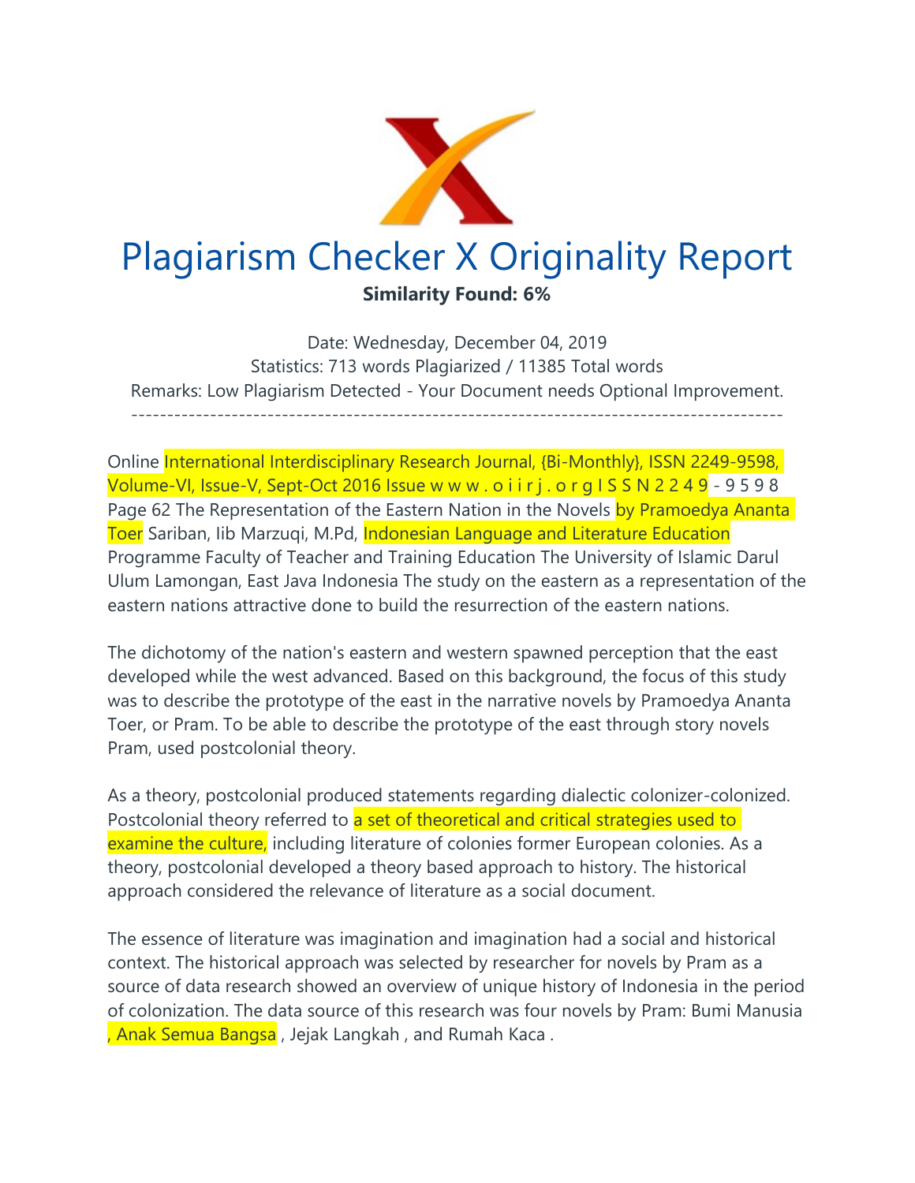# Plagiarism Checker X Originality Report

**Similarity Found: 6%**

Date: Wednesday, December 04, 2019
Statistics: 713 words Plagiarized / 11385 Total words
Remarks: Low Plagiarism Detected - Your Document needs Optional Improvement.

-------------------------------------------------------------------------------------------

Online International Interdisciplinary Research Journal, {Bi-Monthly}, ISSN 2249-9598, Volume-VI, Issue-V, Sept-Oct 2016 Issue w w w . o i i r j . o r g I S S N 2 2 4 9 - 9 5 9 8 Page 62 The Representation of the Eastern Nation in the Novels by Pramoedya Ananta Toer Sariban, Iib Marzuqi, M.Pd, Indonesian Language and Literature Education Programme Faculty of Teacher and Training Education The University of Islamic Darul Ulum Lamongan, East Java Indonesia The study on the eastern as a representation of the eastern nations attractive done to build the resurrection of the eastern nations.

The dichotomy of the nation's eastern and western spawned perception that the east developed while the west advanced. Based on this background, the focus of this study was to describe the prototype of the east in the narrative novels by Pramoedya Ananta Toer, or Pram. To be able to describe the prototype of the east through story novels Pram, used postcolonial theory.

As a theory, postcolonial produced statements regarding dialectic colonizer-colonized. Postcolonial theory referred to a set of theoretical and critical strategies used to examine the culture, including literature of colonies former European colonies. As a theory, postcolonial developed a theory based approach to history. The historical approach considered the relevance of literature as a social document.

The essence of literature was imagination and imagination had a social and historical context. The historical approach was selected by researcher for novels by Pram as a source of data research showed an overview of unique history of Indonesia in the period of colonization. The data source of this research was four novels by Pram: Bumi Manusia , Anak Semua Bangsa , Jejak Langkah , and Rumah Kaca .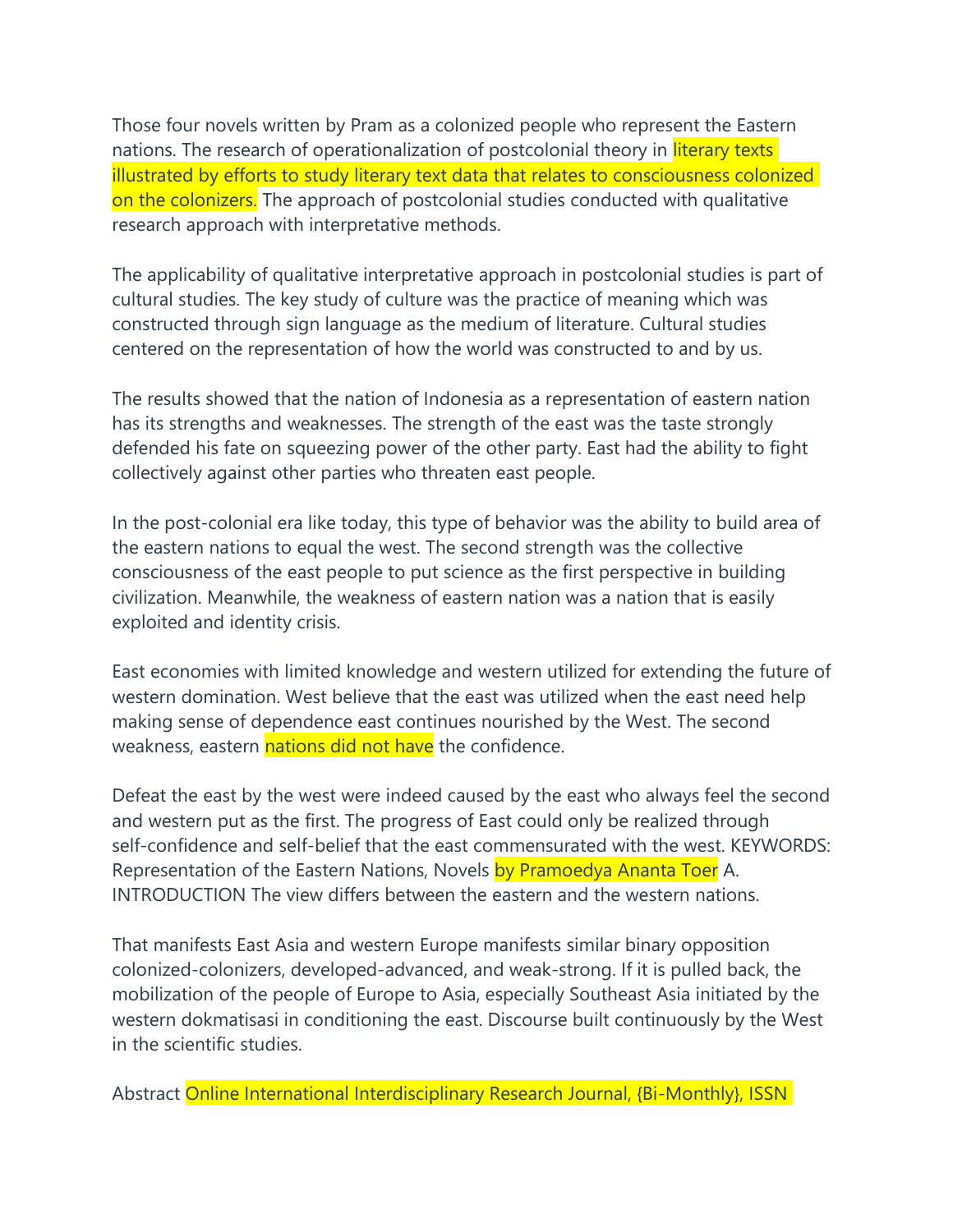Those four novels written by Pram as a colonized people who represent the Eastern nations. The research of operationalization of postcolonial theory in literary texts illustrated by efforts to study literary text data that relates to consciousness colonized on the colonizers. The approach of postcolonial studies conducted with qualitative research approach with interpretative methods.

The applicability of qualitative interpretative approach in postcolonial studies is part of cultural studies. The key study of culture was the practice of meaning which was constructed through sign language as the medium of literature. Cultural studies centered on the representation of how the world was constructed to and by us.

The results showed that the nation of Indonesia as a representation of eastern nation has its strengths and weaknesses. The strength of the east was the taste strongly defended his fate on squeezing power of the other party. East had the ability to fight collectively against other parties who threaten east people.

In the post-colonial era like today, this type of behavior was the ability to build area of the eastern nations to equal the west. The second strength was the collective consciousness of the east people to put science as the first perspective in building civilization. Meanwhile, the weakness of eastern nation was a nation that is easily exploited and identity crisis.

East economies with limited knowledge and western utilized for extending the future of western domination. West believe that the east was utilized when the east need help making sense of dependence east continues nourished by the West. The second weakness, eastern nations did not have the confidence.

Defeat the east by the west were indeed caused by the east who always feel the second and western put as the first. The progress of East could only be realized through self-confidence and self-belief that the east commensurated with the west. KEYWORDS: Representation of the Eastern Nations, Novels by Pramoedya Ananta Toer A. INTRODUCTION The view differs between the eastern and the western nations.

That manifests East Asia and western Europe manifests similar binary opposition colonized-colonizers, developed-advanced, and weak-strong. If it is pulled back, the mobilization of the people of Europe to Asia, especially Southeast Asia initiated by the western dokmatisasi in conditioning the east. Discourse built continuously by the West in the scientific studies.

Abstract Online International Interdisciplinary Research Journal, {Bi-Monthly}, ISSN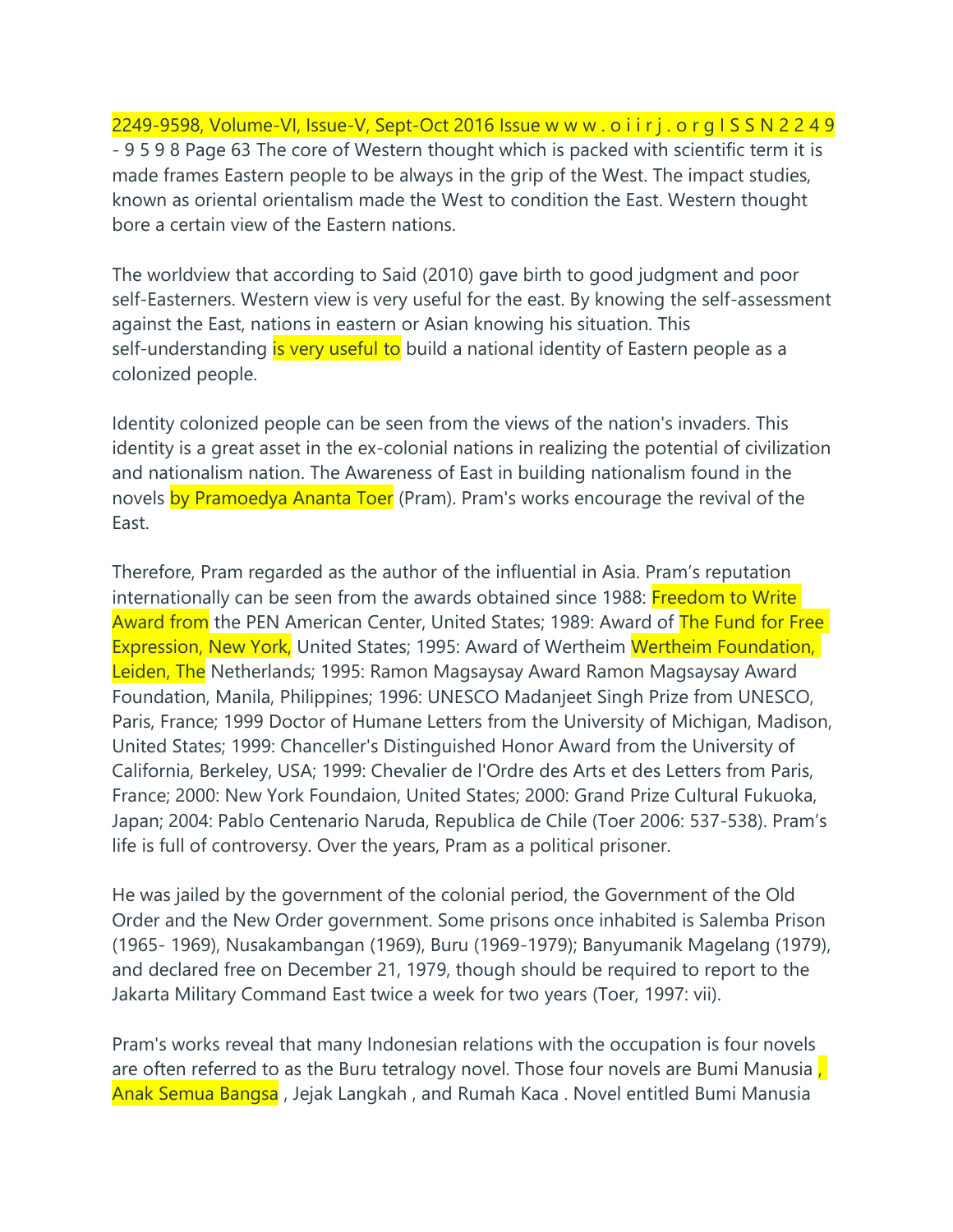The core of Western thought which is packed with scientific term it is made frames Eastern people to be always in the grip of the West. The impact studies, known as oriental orientalism made the West to condition the East. Western thought bore a certain view of the Eastern nations.

The worldview that according to Said (2010) gave birth to good judgment and poor self-Easterners. Western view is very useful for the east. By knowing the self-assessment against the East, nations in eastern or Asian knowing his situation. This self-understanding is very useful to build a national identity of Eastern people as a colonized people.

Identity colonized people can be seen from the views of the nation's invaders. This identity is a great asset in the ex-colonial nations in realizing the potential of civilization and nationalism nation. The Awareness of East in building nationalism found in the novels by Pramoedya Ananta Toer (Pram). Pram's works encourage the revival of the East.

Therefore, Pram regarded as the author of the influential in Asia. Pram's reputation internationally can be seen from the awards obtained since 1988: Freedom to Write Award from the PEN American Center, United States; 1989: Award of The Fund for Free Expression, New York, United States; 1995: Award of Wertheim Wertheim Foundation, Leiden, The Netherlands; 1995: Ramon Magsaysay Award Ramon Magsaysay Award Foundation, Manila, Philippines; 1996: UNESCO Madanjeet Singh Prize from UNESCO, Paris, France; 1999 Doctor of Humane Letters from the University of Michigan, Madison, United States; 1999: Chanceller's Distinguished Honor Award from the University of California, Berkeley, USA; 1999: Chevalier de l'Ordre des Arts et des Letters from Paris, France; 2000: New York Foundaion, United States; 2000: Grand Prize Cultural Fukuoka, Japan; 2004: Pablo Centenario Naruda, Republica de Chile (Toer 2006: 537-538). Pram's life is full of controversy. Over the years, Pram as a political prisoner.

He was jailed by the government of the colonial period, the Government of the Old Order and the New Order government. Some prisons once inhabited is Salemba Prison (1965- 1969), Nusakambangan (1969), Buru (1969-1979); Banyumanik Magelang (1979), and declared free on December 21, 1979, though should be required to report to the Jakarta Military Command East twice a week for two years (Toer, 1997: vii).

Pram's works reveal that many Indonesian relations with the occupation is four novels are often referred to as the Buru tetralogy novel. Those four novels are Bumi Manusia , Anak Semua Bangsa , Jejak Langkah , and Rumah Kaca . Novel entitled Bumi Manusia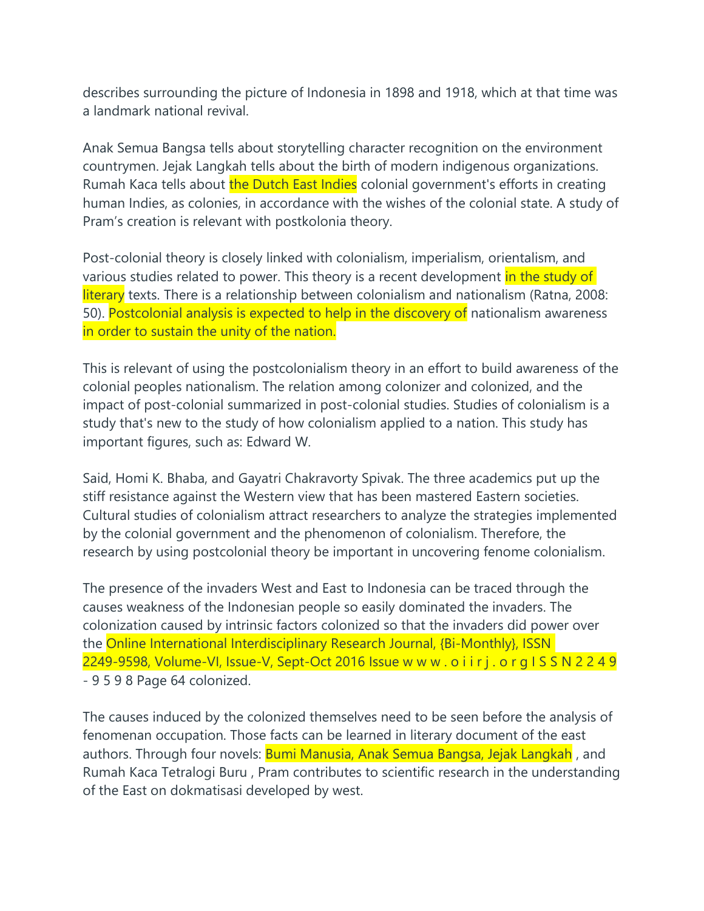describes surrounding the picture of Indonesia in 1898 and 1918, which at that time was a landmark national revival.

Anak Semua Bangsa tells about storytelling character recognition on the environment countrymen. Jejak Langkah tells about the birth of modern indigenous organizations. Rumah Kaca tells about the Dutch East Indies colonial government's efforts in creating human Indies, as colonies, in accordance with the wishes of the colonial state. A study of Pram's creation is relevant with postkolonia theory.

Post-colonial theory is closely linked with colonialism, imperialism, orientalism, and various studies related to power. This theory is a recent development in the study of literary texts. There is a relationship between colonialism and nationalism (Ratna, 2008: 50). Postcolonial analysis is expected to help in the discovery of nationalism awareness in order to sustain the unity of the nation.

This is relevant of using the postcolonialism theory in an effort to build awareness of the colonial peoples nationalism. The relation among colonizer and colonized, and the impact of post-colonial summarized in post-colonial studies. Studies of colonialism is a study that's new to the study of how colonialism applied to a nation. This study has important figures, such as: Edward W.

Said, Homi K. Bhaba, and Gayatri Chakravorty Spivak. The three academics put up the stiff resistance against the Western view that has been mastered Eastern societies. Cultural studies of colonialism attract researchers to analyze the strategies implemented by the colonial government and the phenomenon of colonialism. Therefore, the research by using postcolonial theory be important in uncovering fenome colonialism.

The presence of the invaders West and East to Indonesia can be traced through the causes weakness of the Indonesian people so easily dominated the invaders. The colonization caused by intrinsic factors colonized so that the invaders did power over the colonized.

The causes induced by the colonized themselves need to be seen before the analysis of fenomenan occupation. Those facts can be learned in literary document of the east authors. Through four novels: Bumi Manusia, Anak Semua Bangsa, Jejak Langkah , and Rumah Kaca Tetralogi Buru , Pram contributes to scientific research in the understanding of the East on dokmatisasi developed by west.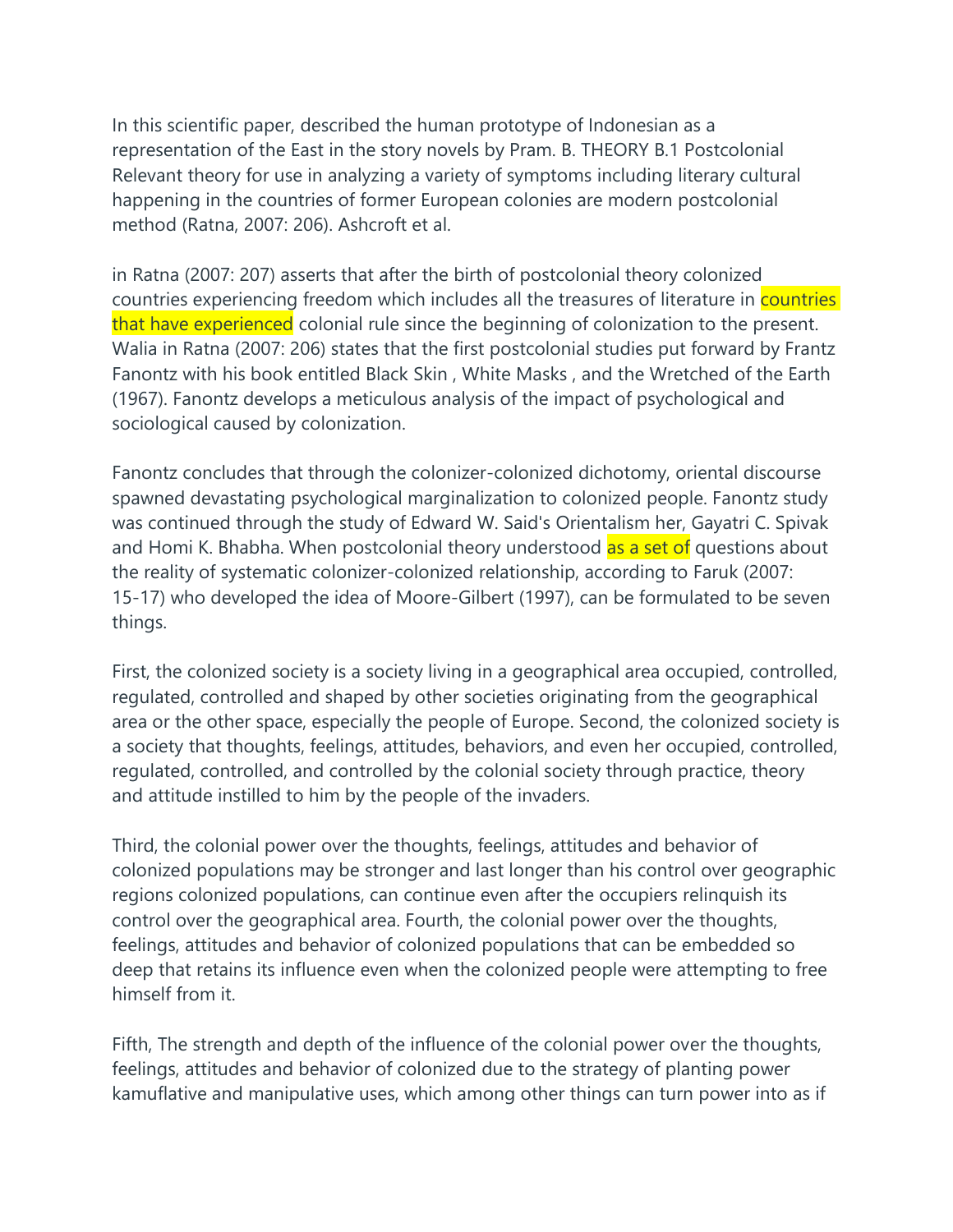In this scientific paper, described the human prototype of Indonesian as a representation of the East in the story novels by Pram. B. THEORY B.1 Postcolonial Relevant theory for use in analyzing a variety of symptoms including literary cultural happening in the countries of former European colonies are modern postcolonial method (Ratna, 2007: 206). Ashcroft et al.

in Ratna (2007: 207) asserts that after the birth of postcolonial theory colonized countries experiencing freedom which includes all the treasures of literature in countries that have experienced colonial rule since the beginning of colonization to the present. Walia in Ratna (2007: 206) states that the first postcolonial studies put forward by Frantz Fanontz with his book entitled Black Skin , White Masks , and the Wretched of the Earth (1967). Fanontz develops a meticulous analysis of the impact of psychological and sociological caused by colonization.

Fanontz concludes that through the colonizer-colonized dichotomy, oriental discourse spawned devastating psychological marginalization to colonized people. Fanontz study was continued through the study of Edward W. Said's Orientalism her, Gayatri C. Spivak and Homi K. Bhabha. When postcolonial theory understood as a set of questions about the reality of systematic colonizer-colonized relationship, according to Faruk (2007: 15-17) who developed the idea of Moore-Gilbert (1997), can be formulated to be seven things.

First, the colonized society is a society living in a geographical area occupied, controlled, regulated, controlled and shaped by other societies originating from the geographical area or the other space, especially the people of Europe. Second, the colonized society is a society that thoughts, feelings, attitudes, behaviors, and even her occupied, controlled, regulated, controlled, and controlled by the colonial society through practice, theory and attitude instilled to him by the people of the invaders.

Third, the colonial power over the thoughts, feelings, attitudes and behavior of colonized populations may be stronger and last longer than his control over geographic regions colonized populations, can continue even after the occupiers relinquish its control over the geographical area. Fourth, the colonial power over the thoughts, feelings, attitudes and behavior of colonized populations that can be embedded so deep that retains its influence even when the colonized people were attempting to free himself from it.

Fifth, The strength and depth of the influence of the colonial power over the thoughts, feelings, attitudes and behavior of colonized due to the strategy of planting power kamuflative and manipulative uses, which among other things can turn power into as if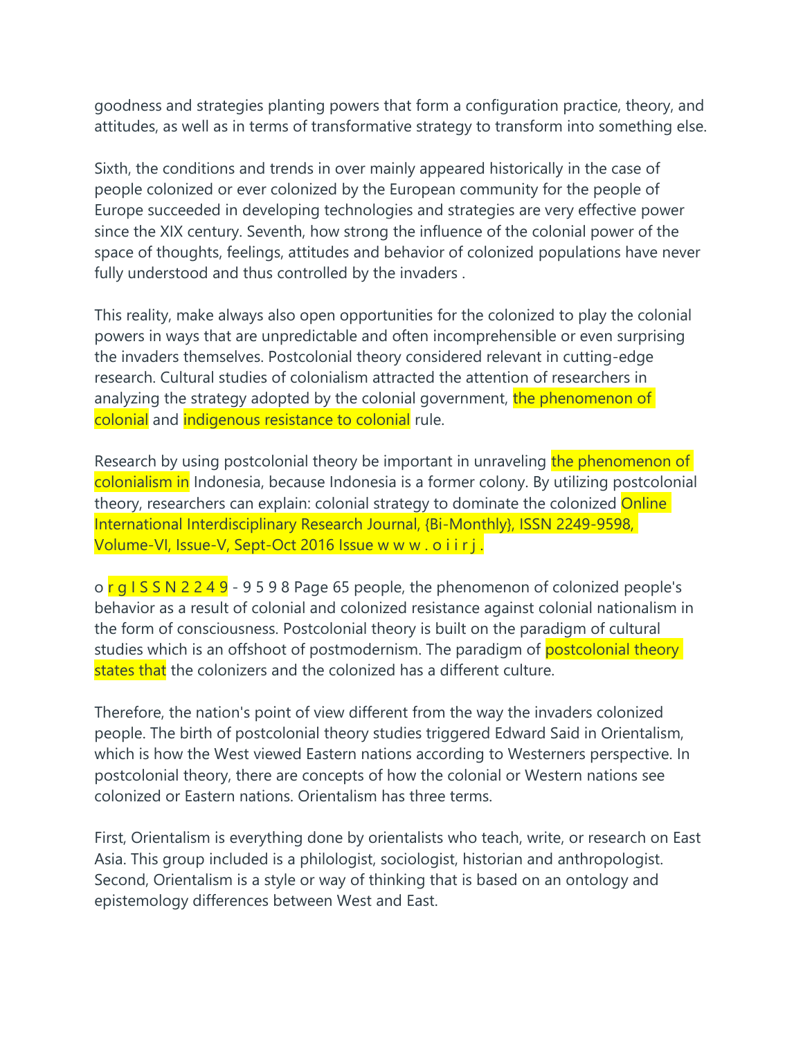goodness and strategies planting powers that form a configuration practice, theory, and attitudes, as well as in terms of transformative strategy to transform into something else.

Sixth, the conditions and trends in over mainly appeared historically in the case of people colonized or ever colonized by the European community for the people of Europe succeeded in developing technologies and strategies are very effective power since the XIX century. Seventh, how strong the influence of the colonial power of the space of thoughts, feelings, attitudes and behavior of colonized populations have never fully understood and thus controlled by the invaders .

This reality, make always also open opportunities for the colonized to play the colonial powers in ways that are unpredictable and often incomprehensible or even surprising the invaders themselves. Postcolonial theory considered relevant in cutting-edge research. Cultural studies of colonialism attracted the attention of researchers in analyzing the strategy adopted by the colonial government, the phenomenon of colonial and indigenous resistance to colonial rule.

Research by using postcolonial theory be important in unraveling the phenomenon of colonialism in Indonesia, because Indonesia is a former colony. By utilizing postcolonial theory, researchers can explain: colonial strategy to dominate the colonized people, the phenomenon of colonized people's behavior as a result of colonial and colonized resistance against colonial nationalism in the form of consciousness. Postcolonial theory is built on the paradigm of cultural studies which is an offshoot of postmodernism. The paradigm of postcolonial theory states that the colonizers and the colonized has a different culture.

Therefore, the nation's point of view different from the way the invaders colonized people. The birth of postcolonial theory studies triggered Edward Said in Orientalism, which is how the West viewed Eastern nations according to Westerners perspective. In postcolonial theory, there are concepts of how the colonial or Western nations see colonized or Eastern nations. Orientalism has three terms.

First, Orientalism is everything done by orientalists who teach, write, or research on East Asia. This group included is a philologist, sociologist, historian and anthropologist. Second, Orientalism is a style or way of thinking that is based on an ontology and epistemology differences between West and East.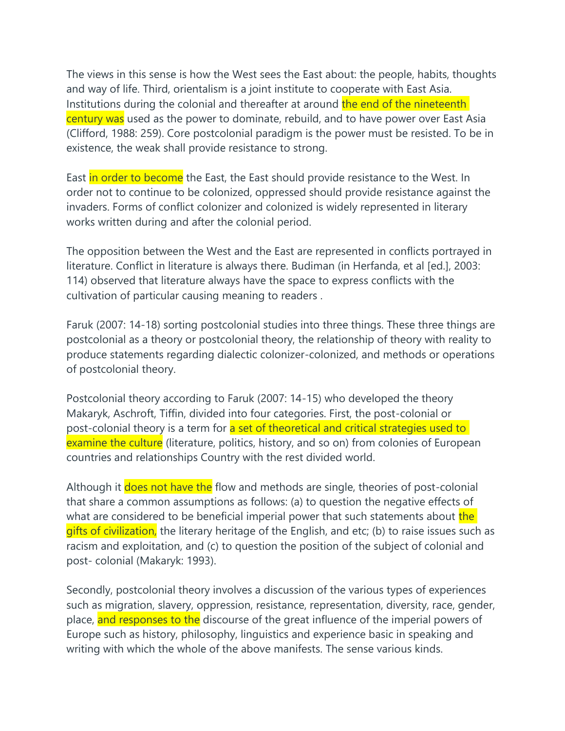The views in this sense is how the West sees the East about: the people, habits, thoughts and way of life. Third, orientalism is a joint institute to cooperate with East Asia. Institutions during the colonial and thereafter at around the end of the nineteenth century was used as the power to dominate, rebuild, and to have power over East Asia (Clifford, 1988: 259). Core postcolonial paradigm is the power must be resisted. To be in existence, the weak shall provide resistance to strong.

East in order to become the East, the East should provide resistance to the West. In order not to continue to be colonized, oppressed should provide resistance against the invaders. Forms of conflict colonizer and colonized is widely represented in literary works written during and after the colonial period.

The opposition between the West and the East are represented in conflicts portrayed in literature. Conflict in literature is always there. Budiman (in Herfanda, et al [ed.], 2003: 114) observed that literature always have the space to express conflicts with the cultivation of particular causing meaning to readers .

Faruk (2007: 14-18) sorting postcolonial studies into three things. These three things are postcolonial as a theory or postcolonial theory, the relationship of theory with reality to produce statements regarding dialectic colonizer-colonized, and methods or operations of postcolonial theory.

Postcolonial theory according to Faruk (2007: 14-15) who developed the theory Makaryk, Aschroft, Tiffin, divided into four categories. First, the post-colonial or post-colonial theory is a term for a set of theoretical and critical strategies used to examine the culture (literature, politics, history, and so on) from colonies of European countries and relationships Country with the rest divided world.

Although it does not have the flow and methods are single, theories of post-colonial that share a common assumptions as follows: (a) to question the negative effects of what are considered to be beneficial imperial power that such statements about the gifts of civilization, the literary heritage of the English, and etc; (b) to raise issues such as racism and exploitation, and (c) to question the position of the subject of colonial and post- colonial (Makaryk: 1993).

Secondly, postcolonial theory involves a discussion of the various types of experiences such as migration, slavery, oppression, resistance, representation, diversity, race, gender, place, and responses to the discourse of the great influence of the imperial powers of Europe such as history, philosophy, linguistics and experience basic in speaking and writing with which the whole of the above manifests. The sense various kinds.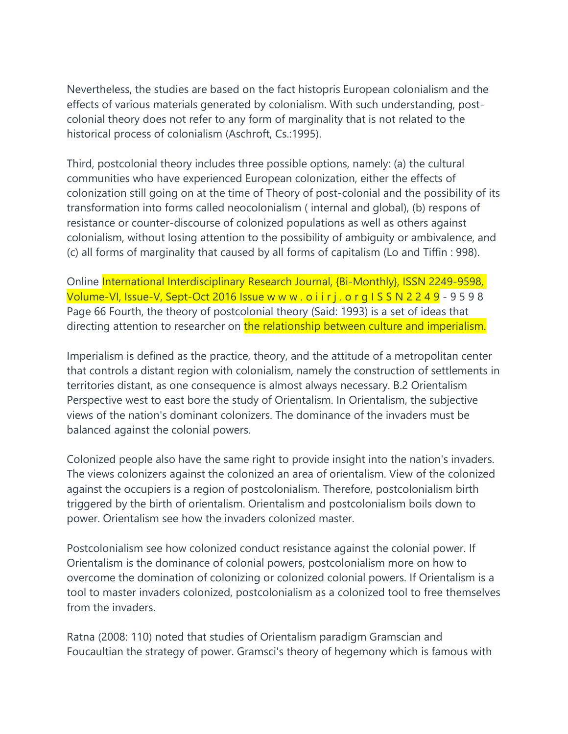Nevertheless, the studies are based on the fact histopris European colonialism and the effects of various materials generated by colonialism. With such understanding, post-colonial theory does not refer to any form of marginality that is not related to the historical process of colonialism (Aschroft, Cs.:1995).

Third, postcolonial theory includes three possible options, namely: (a) the cultural communities who have experienced European colonization, either the effects of colonization still going on at the time of Theory of post-colonial and the possibility of its transformation into forms called neocolonialism ( internal and global), (b) respons of resistance or counter-discourse of colonized populations as well as others against colonialism, without losing attention to the possibility of ambiguity or ambivalence, and (c) all forms of marginality that caused by all forms of capitalism (Lo and Tiffin : 998).

Online International Interdisciplinary Research Journal, {Bi-Monthly}, ISSN 2249-9598, Volume-VI, Issue-V, Sept-Oct 2016 Issue w w w . o i i r j . o r g I S S N 2 2 4 9 - 9 5 9 8 Page 66 Fourth, the theory of postcolonial theory (Said: 1993) is a set of ideas that directing attention to researcher on the relationship between culture and imperialism.

Imperialism is defined as the practice, theory, and the attitude of a metropolitan center that controls a distant region with colonialism, namely the construction of settlements in territories distant, as one consequence is almost always necessary. B.2 Orientalism Perspective west to east bore the study of Orientalism. In Orientalism, the subjective views of the nation's dominant colonizers. The dominance of the invaders must be balanced against the colonial powers.

Colonized people also have the same right to provide insight into the nation's invaders. The views colonizers against the colonized an area of orientalism. View of the colonized against the occupiers is a region of postcolonialism. Therefore, postcolonialism birth triggered by the birth of orientalism. Orientalism and postcolonialism boils down to power. Orientalism see how the invaders colonized master.

Postcolonialism see how colonized conduct resistance against the colonial power. If Orientalism is the dominance of colonial powers, postcolonialism more on how to overcome the domination of colonizing or colonized colonial powers. If Orientalism is a tool to master invaders colonized, postcolonialism as a colonized tool to free themselves from the invaders.

Ratna (2008: 110) noted that studies of Orientalism paradigm Gramscian and Foucaultian the strategy of power. Gramsci's theory of hegemony which is famous with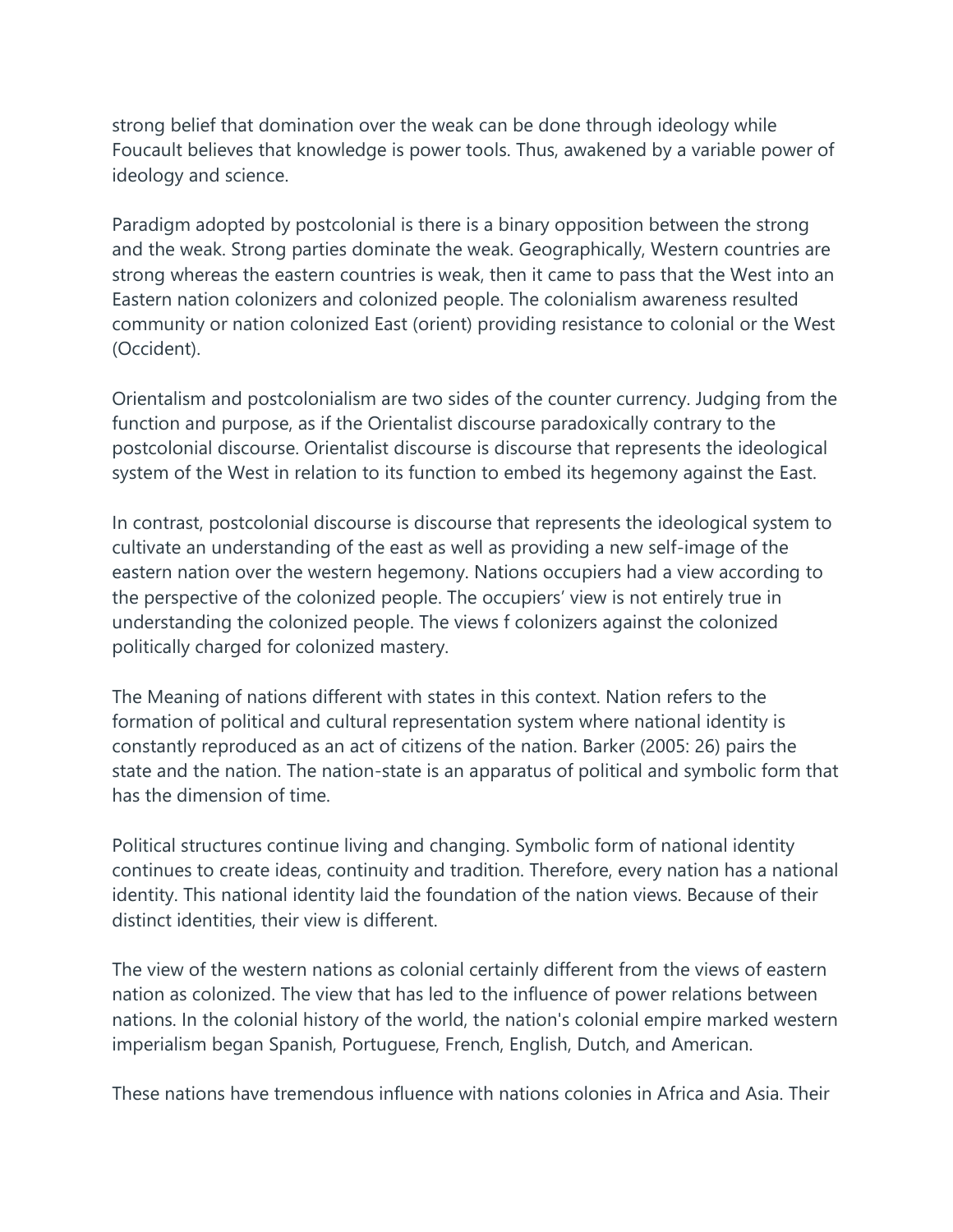strong belief that domination over the weak can be done through ideology while Foucault believes that knowledge is power tools. Thus, awakened by a variable power of ideology and science.

Paradigm adopted by postcolonial is there is a binary opposition between the strong and the weak. Strong parties dominate the weak. Geographically, Western countries are strong whereas the eastern countries is weak, then it came to pass that the West into an Eastern nation colonizers and colonized people. The colonialism awareness resulted community or nation colonized East (orient) providing resistance to colonial or the West (Occident).

Orientalism and postcolonialism are two sides of the counter currency. Judging from the function and purpose, as if the Orientalist discourse paradoxically contrary to the postcolonial discourse. Orientalist discourse is discourse that represents the ideological system of the West in relation to its function to embed its hegemony against the East.

In contrast, postcolonial discourse is discourse that represents the ideological system to cultivate an understanding of the east as well as providing a new self-image of the eastern nation over the western hegemony. Nations occupiers had a view according to the perspective of the colonized people. The occupiers' view is not entirely true in understanding the colonized people. The views f colonizers against the colonized politically charged for colonized mastery.

The Meaning of nations different with states in this context. Nation refers to the formation of political and cultural representation system where national identity is constantly reproduced as an act of citizens of the nation. Barker (2005: 26) pairs the state and the nation. The nation-state is an apparatus of political and symbolic form that has the dimension of time.

Political structures continue living and changing. Symbolic form of national identity continues to create ideas, continuity and tradition. Therefore, every nation has a national identity. This national identity laid the foundation of the nation views. Because of their distinct identities, their view is different.

The view of the western nations as colonial certainly different from the views of eastern nation as colonized. The view that has led to the influence of power relations between nations. In the colonial history of the world, the nation's colonial empire marked western imperialism began Spanish, Portuguese, French, English, Dutch, and American.

These nations have tremendous influence with nations colonies in Africa and Asia. Their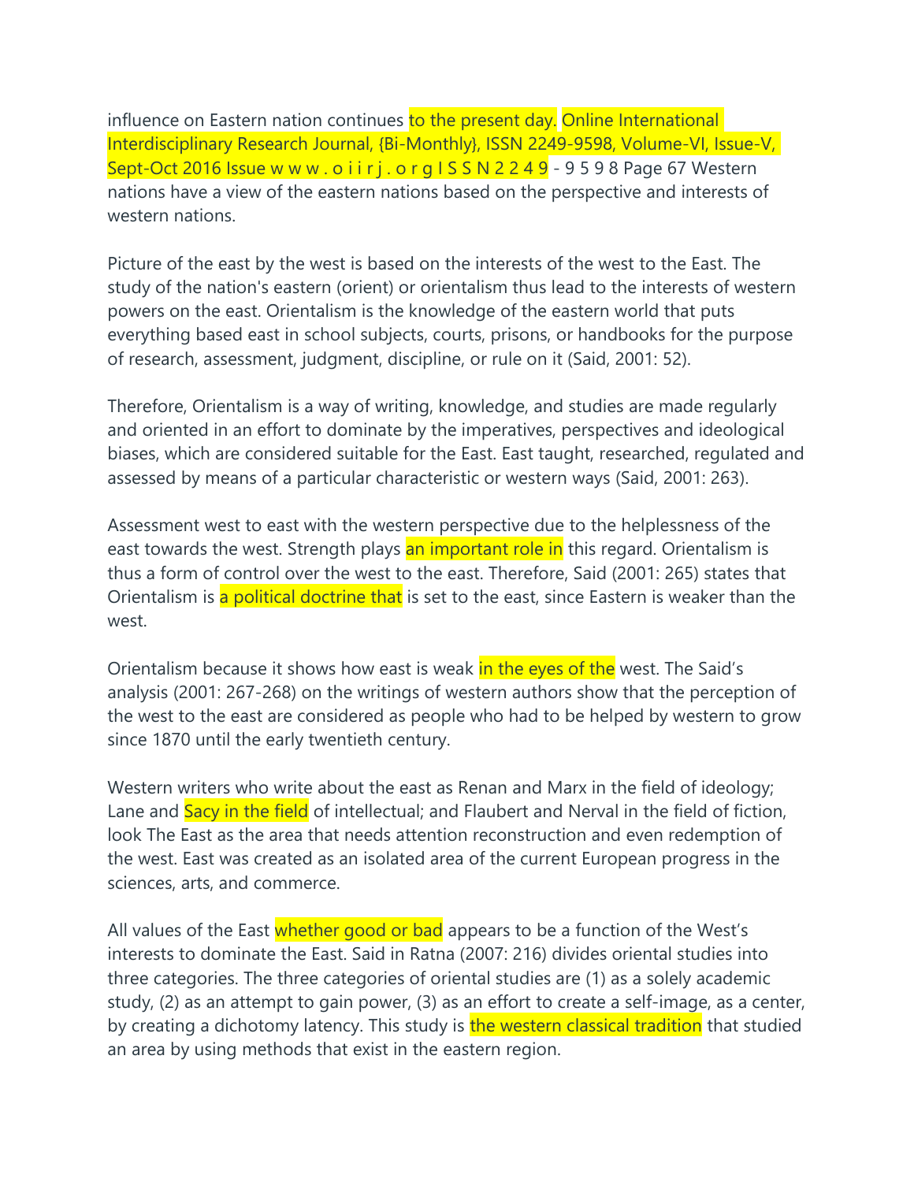influence on Eastern nation continues to the present day. Online International Interdisciplinary Research Journal, {Bi-Monthly}, ISSN 2249-9598, Volume-VI, Issue-V, Sept-Oct 2016 Issue w w w . o i i r j . o r g I S S N 2 2 4 9 - 9 5 9 8 Page 67 Western nations have a view of the eastern nations based on the perspective and interests of western nations.

Picture of the east by the west is based on the interests of the west to the East. The study of the nation's eastern (orient) or orientalism thus lead to the interests of western powers on the east. Orientalism is the knowledge of the eastern world that puts everything based east in school subjects, courts, prisons, or handbooks for the purpose of research, assessment, judgment, discipline, or rule on it (Said, 2001: 52).

Therefore, Orientalism is a way of writing, knowledge, and studies are made regularly and oriented in an effort to dominate by the imperatives, perspectives and ideological biases, which are considered suitable for the East. East taught, researched, regulated and assessed by means of a particular characteristic or western ways (Said, 2001: 263).

Assessment west to east with the western perspective due to the helplessness of the east towards the west. Strength plays an important role in this regard. Orientalism is thus a form of control over the west to the east. Therefore, Said (2001: 265) states that Orientalism is a political doctrine that is set to the east, since Eastern is weaker than the west.

Orientalism because it shows how east is weak in the eyes of the west. The Said's analysis (2001: 267-268) on the writings of western authors show that the perception of the west to the east are considered as people who had to be helped by western to grow since 1870 until the early twentieth century.

Western writers who write about the east as Renan and Marx in the field of ideology; Lane and Sacy in the field of intellectual; and Flaubert and Nerval in the field of fiction, look The East as the area that needs attention reconstruction and even redemption of the west. East was created as an isolated area of the current European progress in the sciences, arts, and commerce.

All values of the East whether good or bad appears to be a function of the West's interests to dominate the East. Said in Ratna (2007: 216) divides oriental studies into three categories. The three categories of oriental studies are (1) as a solely academic study, (2) as an attempt to gain power, (3) as an effort to create a self-image, as a center, by creating a dichotomy latency. This study is the western classical tradition that studied an area by using methods that exist in the eastern region.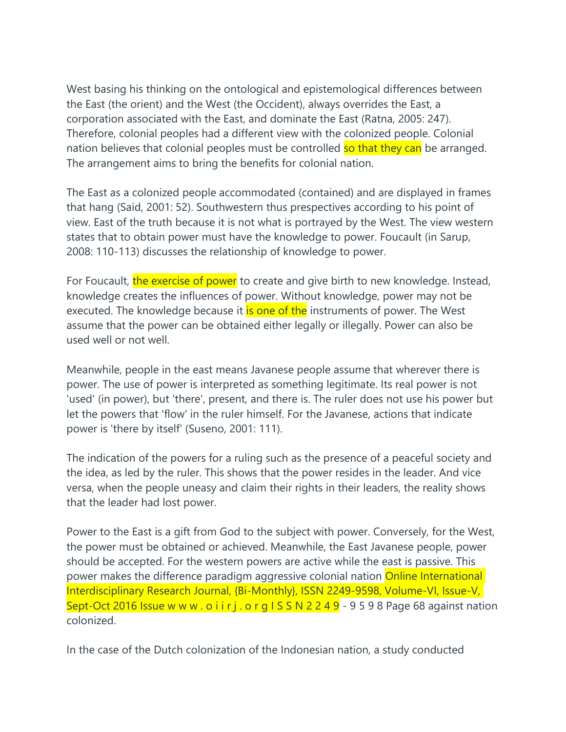West basing his thinking on the ontological and epistemological differences between the East (the orient) and the West (the Occident), always overrides the East, a corporation associated with the East, and dominate the East (Ratna, 2005: 247). Therefore, colonial peoples had a different view with the colonized people. Colonial nation believes that colonial peoples must be controlled so that they can be arranged. The arrangement aims to bring the benefits for colonial nation.

The East as a colonized people accommodated (contained) and are displayed in frames that hang (Said, 2001: 52). Southwestern thus prespectives according to his point of view. East of the truth because it is not what is portrayed by the West. The view western states that to obtain power must have the knowledge to power. Foucault (in Sarup, 2008: 110-113) discusses the relationship of knowledge to power.

For Foucault, the exercise of power to create and give birth to new knowledge. Instead, knowledge creates the influences of power. Without knowledge, power may not be executed. The knowledge because it is one of the instruments of power. The West assume that the power can be obtained either legally or illegally. Power can also be used well or not well.

Meanwhile, people in the east means Javanese people assume that wherever there is power. The use of power is interpreted as something legitimate. Its real power is not 'used' (in power), but 'there', present, and there is. The ruler does not use his power but let the powers that 'flow' in the ruler himself. For the Javanese, actions that indicate power is 'there by itself' (Suseno, 2001: 111).

The indication of the powers for a ruling such as the presence of a peaceful society and the idea, as led by the ruler. This shows that the power resides in the leader. And vice versa, when the people uneasy and claim their rights in their leaders, the reality shows that the leader had lost power.

Power to the East is a gift from God to the subject with power. Conversely, for the West, the power must be obtained or achieved. Meanwhile, the East Javanese people, power should be accepted. For the western powers are active while the east is passive. This power makes the difference paradigm aggressive colonial nation against nation colonized.

In the case of the Dutch colonization of the Indonesian nation, a study conducted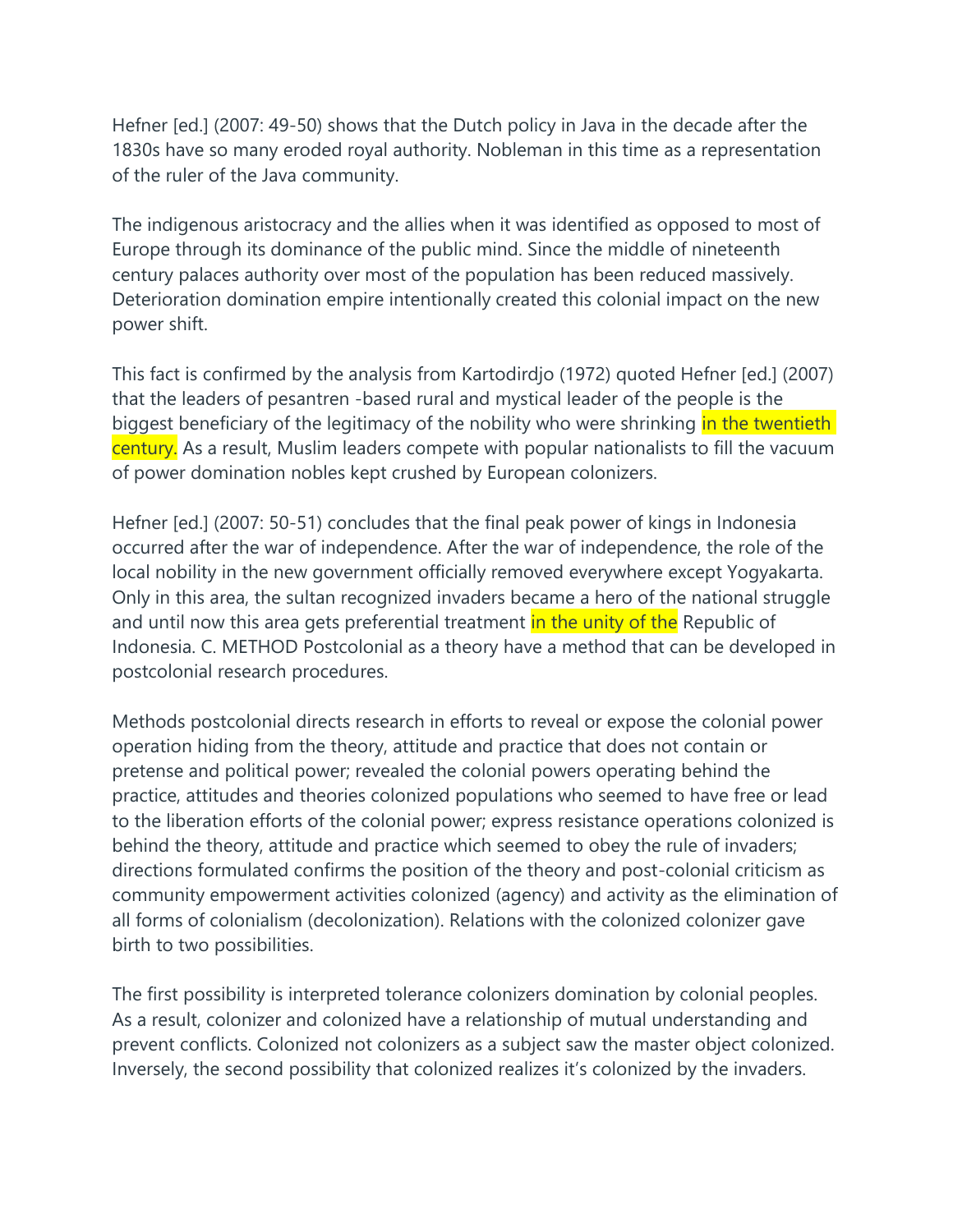Hefner [ed.] (2007: 49-50) shows that the Dutch policy in Java in the decade after the 1830s have so many eroded royal authority. Nobleman in this time as a representation of the ruler of the Java community.

The indigenous aristocracy and the allies when it was identified as opposed to most of Europe through its dominance of the public mind. Since the middle of nineteenth century palaces authority over most of the population has been reduced massively. Deterioration domination empire intentionally created this colonial impact on the new power shift.

This fact is confirmed by the analysis from Kartodirdjo (1972) quoted Hefner [ed.] (2007) that the leaders of pesantren -based rural and mystical leader of the people is the biggest beneficiary of the legitimacy of the nobility who were shrinking in the twentieth century. As a result, Muslim leaders compete with popular nationalists to fill the vacuum of power domination nobles kept crushed by European colonizers.

Hefner [ed.] (2007: 50-51) concludes that the final peak power of kings in Indonesia occurred after the war of independence. After the war of independence, the role of the local nobility in the new government officially removed everywhere except Yogyakarta. Only in this area, the sultan recognized invaders became a hero of the national struggle and until now this area gets preferential treatment in the unity of the Republic of Indonesia. C. METHOD Postcolonial as a theory have a method that can be developed in postcolonial research procedures.

Methods postcolonial directs research in efforts to reveal or expose the colonial power operation hiding from the theory, attitude and practice that does not contain or pretense and political power; revealed the colonial powers operating behind the practice, attitudes and theories colonized populations who seemed to have free or lead to the liberation efforts of the colonial power; express resistance operations colonized is behind the theory, attitude and practice which seemed to obey the rule of invaders; directions formulated confirms the position of the theory and post-colonial criticism as community empowerment activities colonized (agency) and activity as the elimination of all forms of colonialism (decolonization). Relations with the colonized colonizer gave birth to two possibilities.

The first possibility is interpreted tolerance colonizers domination by colonial peoples. As a result, colonizer and colonized have a relationship of mutual understanding and prevent conflicts. Colonized not colonizers as a subject saw the master object colonized. Inversely, the second possibility that colonized realizes it's colonized by the invaders.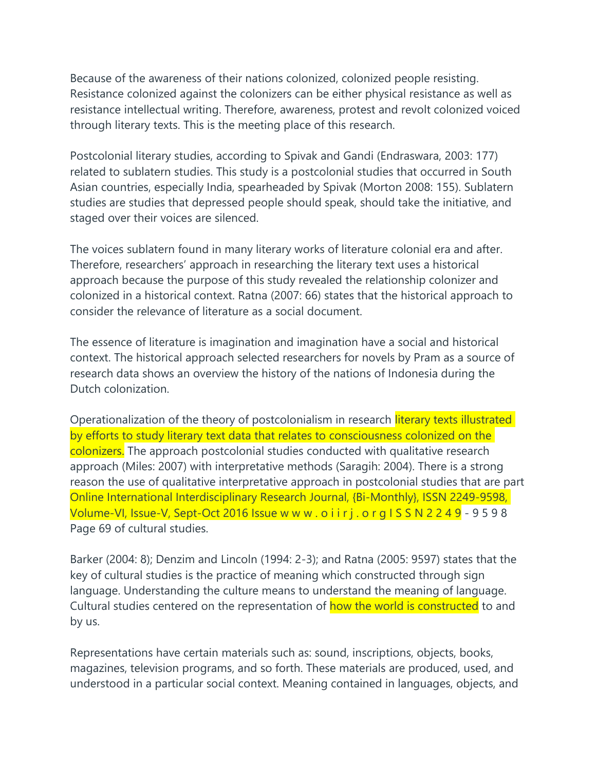Because of the awareness of their nations colonized, colonized people resisting. Resistance colonized against the colonizers can be either physical resistance as well as resistance intellectual writing. Therefore, awareness, protest and revolt colonized voiced through literary texts. This is the meeting place of this research.

Postcolonial literary studies, according to Spivak and Gandi (Endraswara, 2003: 177) related to sublatern studies. This study is a postcolonial studies that occurred in South Asian countries, especially India, spearheaded by Spivak (Morton 2008: 155). Sublatern studies are studies that depressed people should speak, should take the initiative, and staged over their voices are silenced.

The voices sublatern found in many literary works of literature colonial era and after. Therefore, researchers' approach in researching the literary text uses a historical approach because the purpose of this study revealed the relationship colonizer and colonized in a historical context. Ratna (2007: 66) states that the historical approach to consider the relevance of literature as a social document.

The essence of literature is imagination and imagination have a social and historical context. The historical approach selected researchers for novels by Pram as a source of research data shows an overview the history of the nations of Indonesia during the Dutch colonization.

Operationalization of the theory of postcolonialism in research literary texts illustrated by efforts to study literary text data that relates to consciousness colonized on the colonizers. The approach postcolonial studies conducted with qualitative research approach (Miles: 2007) with interpretative methods (Saragih: 2004). There is a strong reason the use of qualitative interpretative approach in postcolonial studies that are part of cultural studies.

Barker (2004: 8); Denzim and Lincoln (1994: 2-3); and Ratna (2005: 9597) states that the key of cultural studies is the practice of meaning which constructed through sign language. Understanding the culture means to understand the meaning of language. Cultural studies centered on the representation of how the world is constructed to and by us.

Representations have certain materials such as: sound, inscriptions, objects, books, magazines, television programs, and so forth. These materials are produced, used, and understood in a particular social context. Meaning contained in languages, objects, and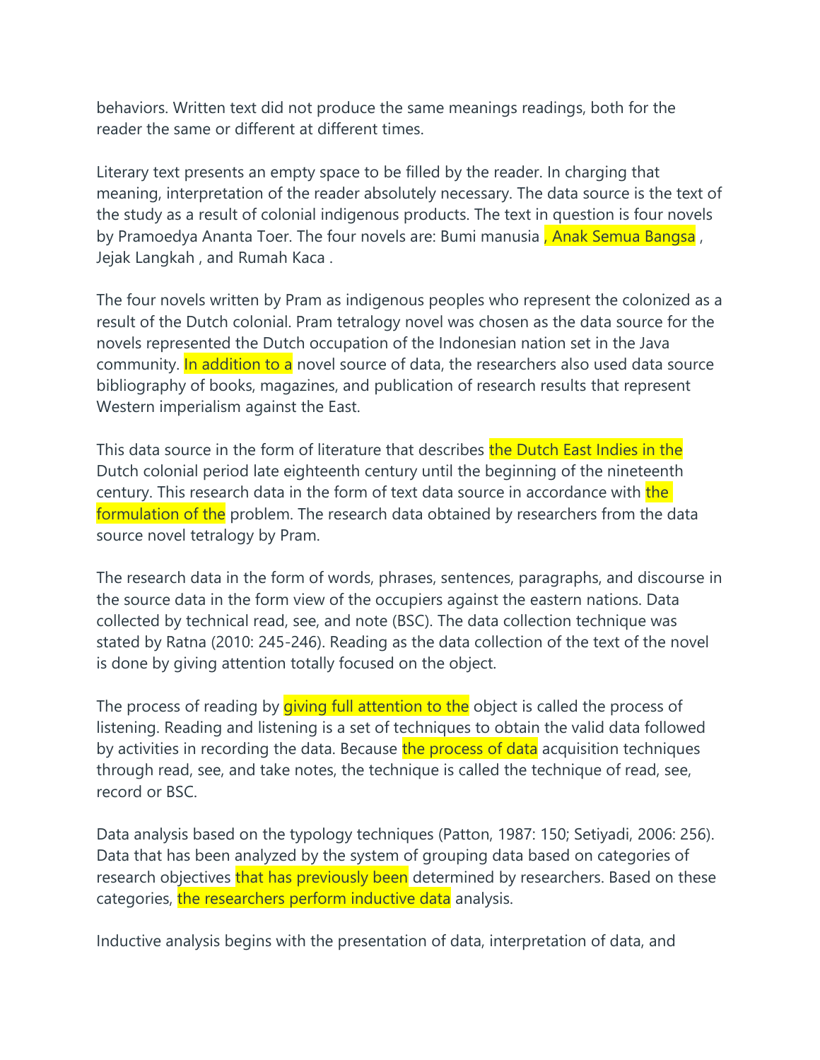behaviors. Written text did not produce the same meanings readings, both for the reader the same or different at different times.

Literary text presents an empty space to be filled by the reader. In charging that meaning, interpretation of the reader absolutely necessary. The data source is the text of the study as a result of colonial indigenous products. The text in question is four novels by Pramoedya Ananta Toer. The four novels are: Bumi manusia , Anak Semua Bangsa , Jejak Langkah , and Rumah Kaca .

The four novels written by Pram as indigenous peoples who represent the colonized as a result of the Dutch colonial. Pram tetralogy novel was chosen as the data source for the novels represented the Dutch occupation of the Indonesian nation set in the Java community. In addition to a novel source of data, the researchers also used data source bibliography of books, magazines, and publication of research results that represent Western imperialism against the East.

This data source in the form of literature that describes the Dutch East Indies in the Dutch colonial period late eighteenth century until the beginning of the nineteenth century. This research data in the form of text data source in accordance with the formulation of the problem. The research data obtained by researchers from the data source novel tetralogy by Pram.

The research data in the form of words, phrases, sentences, paragraphs, and discourse in the source data in the form view of the occupiers against the eastern nations. Data collected by technical read, see, and note (BSC). The data collection technique was stated by Ratna (2010: 245-246). Reading as the data collection of the text of the novel is done by giving attention totally focused on the object.

The process of reading by giving full attention to the object is called the process of listening. Reading and listening is a set of techniques to obtain the valid data followed by activities in recording the data. Because the process of data acquisition techniques through read, see, and take notes, the technique is called the technique of read, see, record or BSC.

Data analysis based on the typology techniques (Patton, 1987: 150; Setiyadi, 2006: 256). Data that has been analyzed by the system of grouping data based on categories of research objectives that has previously been determined by researchers. Based on these categories, the researchers perform inductive data analysis.

Inductive analysis begins with the presentation of data, interpretation of data, and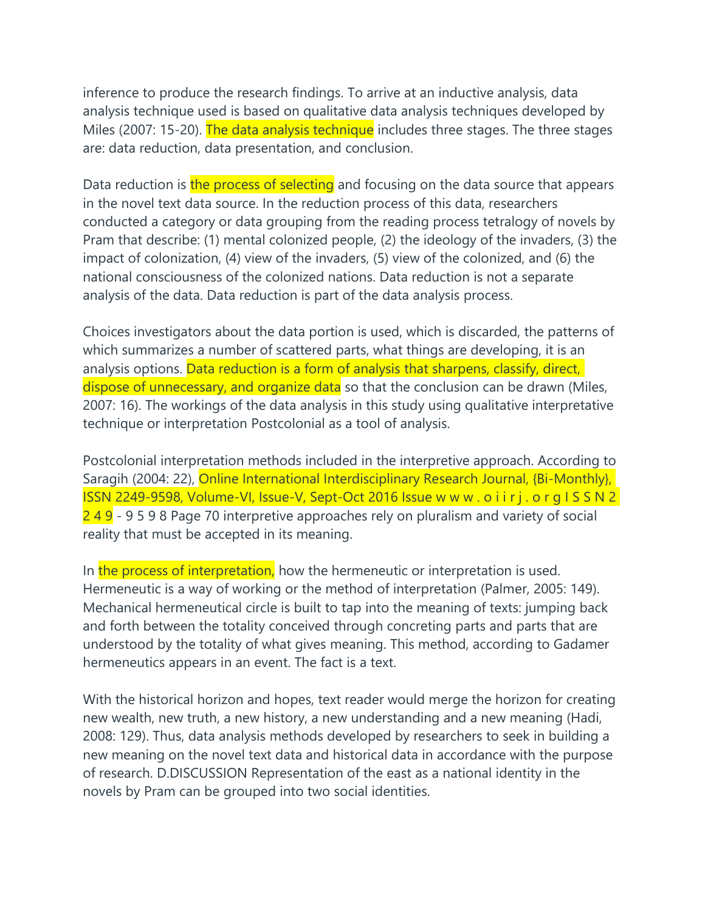inference to produce the research findings. To arrive at an inductive analysis, data analysis technique used is based on qualitative data analysis techniques developed by Miles (2007: 15-20). The data analysis technique includes three stages. The three stages are: data reduction, data presentation, and conclusion.

Data reduction is the process of selecting and focusing on the data source that appears in the novel text data source. In the reduction process of this data, researchers conducted a category or data grouping from the reading process tetralogy of novels by Pram that describe: (1) mental colonized people, (2) the ideology of the invaders, (3) the impact of colonization, (4) view of the invaders, (5) view of the colonized, and (6) the national consciousness of the colonized nations. Data reduction is not a separate analysis of the data. Data reduction is part of the data analysis process.

Choices investigators about the data portion is used, which is discarded, the patterns of which summarizes a number of scattered parts, what things are developing, it is an analysis options. Data reduction is a form of analysis that sharpens, classify, direct, dispose of unnecessary, and organize data so that the conclusion can be drawn (Miles, 2007: 16). The workings of the data analysis in this study using qualitative interpretative technique or interpretation Postcolonial as a tool of analysis.

Postcolonial interpretation methods included in the interpretive approach. According to Saragih (2004: 22), Online International Interdisciplinary Research Journal, {Bi-Monthly}, ISSN 2249-9598, Volume-VI, Issue-V, Sept-Oct 2016 Issue w w w . o i i r j . o r g I S S N 2 2 4 9 - 9 5 9 8 Page 70 interpretive approaches rely on pluralism and variety of social reality that must be accepted in its meaning.

In the process of interpretation, how the hermeneutic or interpretation is used. Hermeneutic is a way of working or the method of interpretation (Palmer, 2005: 149). Mechanical hermeneutical circle is built to tap into the meaning of texts: jumping back and forth between the totality conceived through concreting parts and parts that are understood by the totality of what gives meaning. This method, according to Gadamer hermeneutics appears in an event. The fact is a text.

With the historical horizon and hopes, text reader would merge the horizon for creating new wealth, new truth, a new history, a new understanding and a new meaning (Hadi, 2008: 129). Thus, data analysis methods developed by researchers to seek in building a new meaning on the novel text data and historical data in accordance with the purpose of research. D.DISCUSSION Representation of the east as a national identity in the novels by Pram can be grouped into two social identities.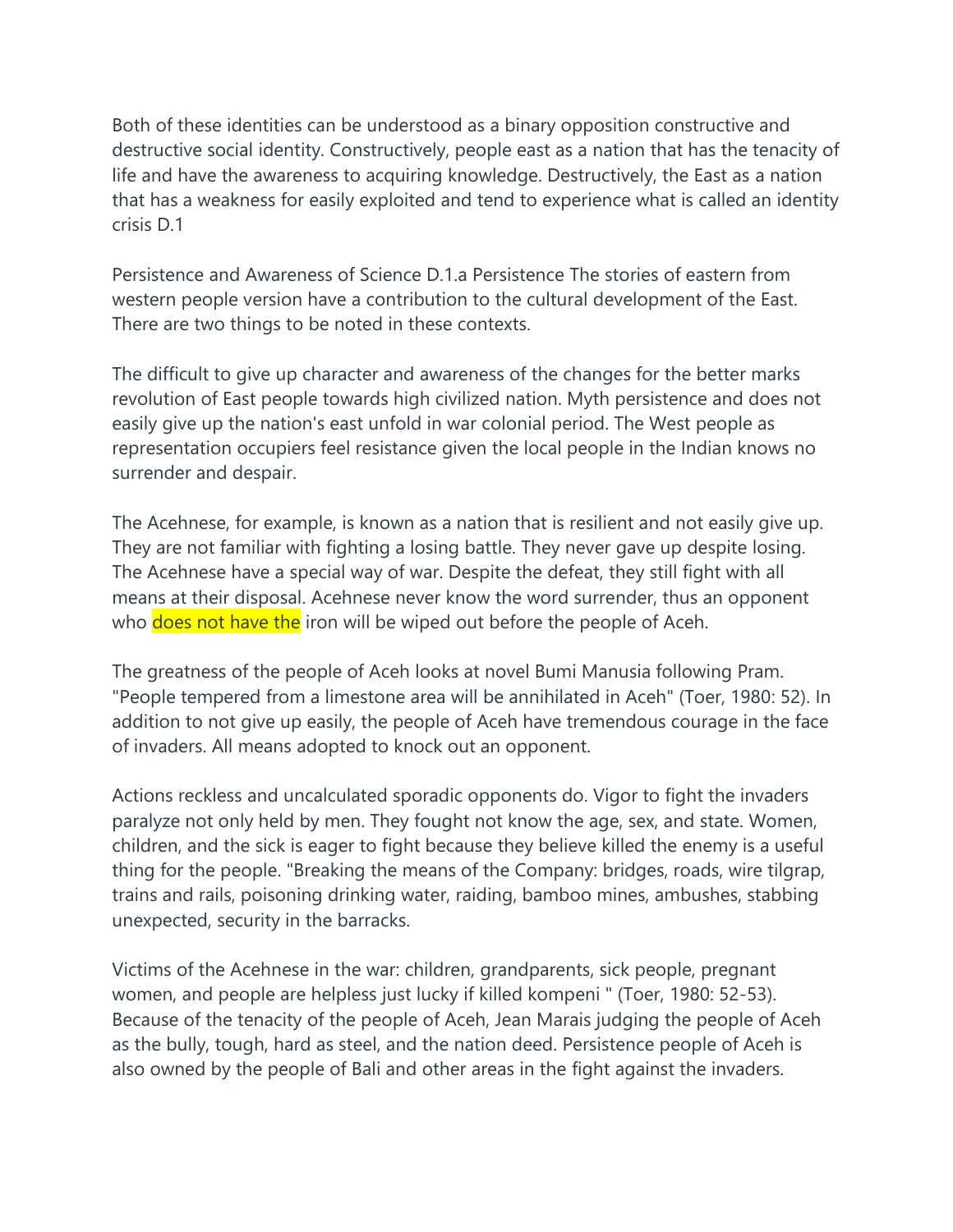Both of these identities can be understood as a binary opposition constructive and destructive social identity. Constructively, people east as a nation that has the tenacity of life and have the awareness to acquiring knowledge. Destructively, the East as a nation that has a weakness for easily exploited and tend to experience what is called an identity crisis D.1

Persistence and Awareness of Science D.1.a Persistence The stories of eastern from western people version have a contribution to the cultural development of the East. There are two things to be noted in these contexts.

The difficult to give up character and awareness of the changes for the better marks revolution of East people towards high civilized nation. Myth persistence and does not easily give up the nation's east unfold in war colonial period. The West people as representation occupiers feel resistance given the local people in the Indian knows no surrender and despair.

The Acehnese, for example, is known as a nation that is resilient and not easily give up. They are not familiar with fighting a losing battle. They never gave up despite losing. The Acehnese have a special way of war. Despite the defeat, they still fight with all means at their disposal. Acehnese never know the word surrender, thus an opponent who does not have the iron will be wiped out before the people of Aceh.

The greatness of the people of Aceh looks at novel Bumi Manusia following Pram. "People tempered from a limestone area will be annihilated in Aceh" (Toer, 1980: 52). In addition to not give up easily, the people of Aceh have tremendous courage in the face of invaders. All means adopted to knock out an opponent.

Actions reckless and uncalculated sporadic opponents do. Vigor to fight the invaders paralyze not only held by men. They fought not know the age, sex, and state. Women, children, and the sick is eager to fight because they believe killed the enemy is a useful thing for the people. "Breaking the means of the Company: bridges, roads, wire tilgrap, trains and rails, poisoning drinking water, raiding, bamboo mines, ambushes, stabbing unexpected, security in the barracks.

Victims of the Acehnese in the war: children, grandparents, sick people, pregnant women, and people are helpless just lucky if killed kompeni " (Toer, 1980: 52-53). Because of the tenacity of the people of Aceh, Jean Marais judging the people of Aceh as the bully, tough, hard as steel, and the nation deed. Persistence people of Aceh is also owned by the people of Bali and other areas in the fight against the invaders.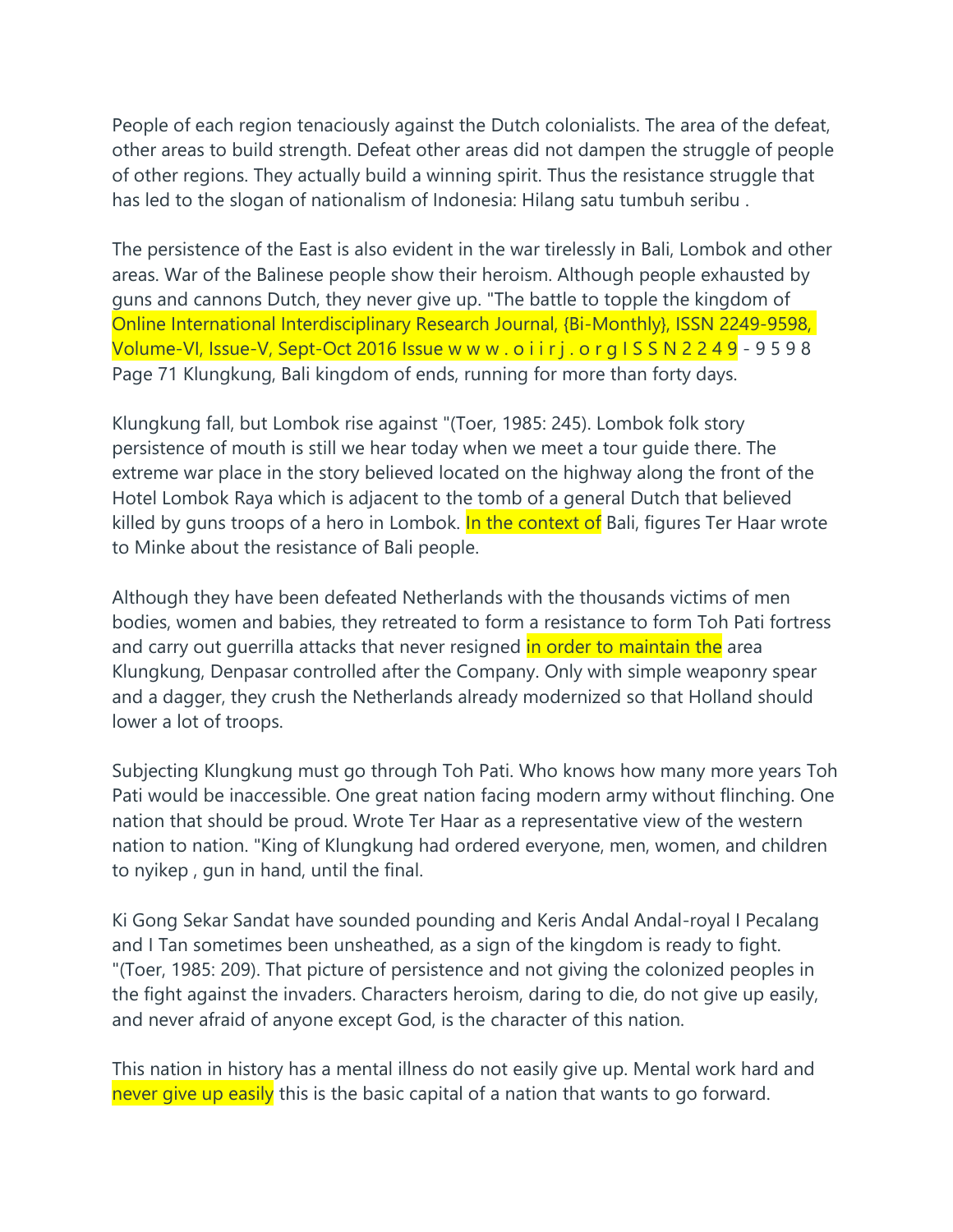People of each region tenaciously against the Dutch colonialists. The area of the defeat, other areas to build strength. Defeat other areas did not dampen the struggle of people of other regions. They actually build a winning spirit. Thus the resistance struggle that has led to the slogan of nationalism of Indonesia: Hilang satu tumbuh seribu .

The persistence of the East is also evident in the war tirelessly in Bali, Lombok and other areas. War of the Balinese people show their heroism. Although people exhausted by guns and cannons Dutch, they never give up. "The battle to topple the kingdom of Klungkung, Bali kingdom of ends, running for more than forty days.

Klungkung fall, but Lombok rise against "(Toer, 1985: 245). Lombok folk story persistence of mouth is still we hear today when we meet a tour guide there. The extreme war place in the story believed located on the highway along the front of the Hotel Lombok Raya which is adjacent to the tomb of a general Dutch that believed killed by guns troops of a hero in Lombok. In the context of Bali, figures Ter Haar wrote to Minke about the resistance of Bali people.

Although they have been defeated Netherlands with the thousands victims of men bodies, women and babies, they retreated to form a resistance to form Toh Pati fortress and carry out guerrilla attacks that never resigned in order to maintain the area Klungkung, Denpasar controlled after the Company. Only with simple weaponry spear and a dagger, they crush the Netherlands already modernized so that Holland should lower a lot of troops.

Subjecting Klungkung must go through Toh Pati. Who knows how many more years Toh Pati would be inaccessible. One great nation facing modern army without flinching. One nation that should be proud. Wrote Ter Haar as a representative view of the western nation to nation. "King of Klungkung had ordered everyone, men, women, and children to nyikep , gun in hand, until the final.

Ki Gong Sekar Sandat have sounded pounding and Keris Andal Andal-royal I Pecalang and I Tan sometimes been unsheathed, as a sign of the kingdom is ready to fight. "(Toer, 1985: 209). That picture of persistence and not giving the colonized peoples in the fight against the invaders. Characters heroism, daring to die, do not give up easily, and never afraid of anyone except God, is the character of this nation.

This nation in history has a mental illness do not easily give up. Mental work hard and never give up easily this is the basic capital of a nation that wants to go forward.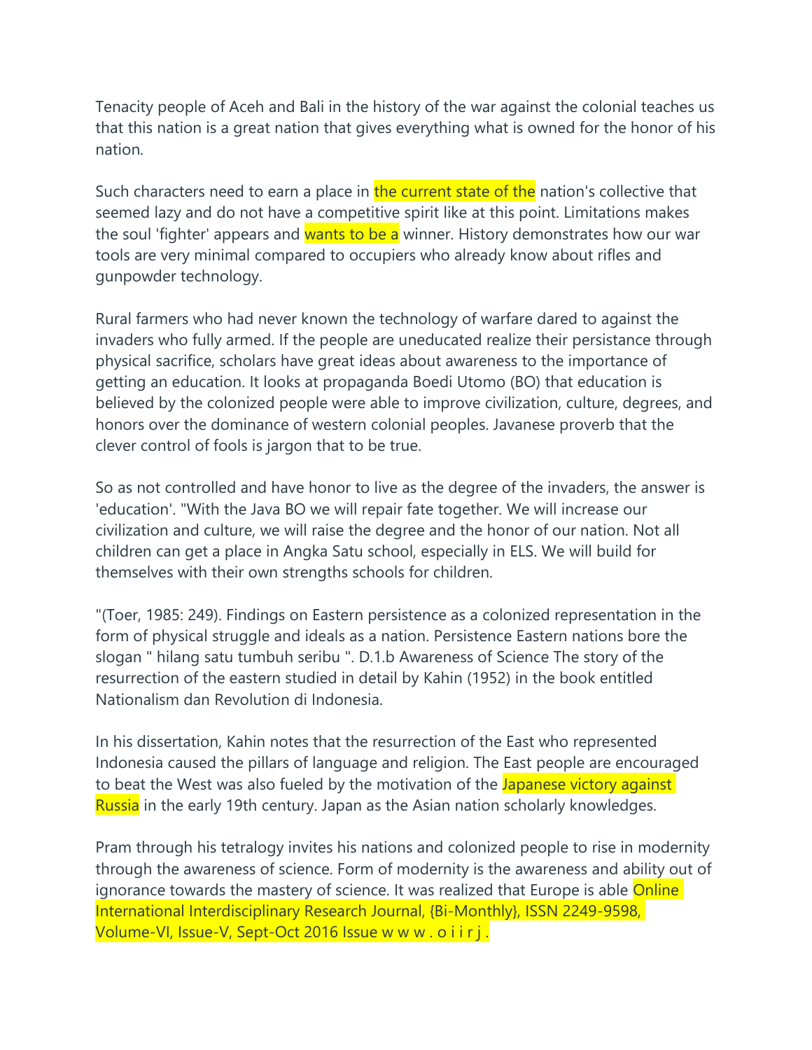Tenacity people of Aceh and Bali in the history of the war against the colonial teaches us that this nation is a great nation that gives everything what is owned for the honor of his nation.

Such characters need to earn a place in the current state of the nation's collective that seemed lazy and do not have a competitive spirit like at this point. Limitations makes the soul 'fighter' appears and wants to be a winner. History demonstrates how our war tools are very minimal compared to occupiers who already know about rifles and gunpowder technology.

Rural farmers who had never known the technology of warfare dared to against the invaders who fully armed. If the people are uneducated realize their persistance through physical sacrifice, scholars have great ideas about awareness to the importance of getting an education. It looks at propaganda Boedi Utomo (BO) that education is believed by the colonized people were able to improve civilization, culture, degrees, and honors over the dominance of western colonial peoples. Javanese proverb that the clever control of fools is jargon that to be true.

So as not controlled and have honor to live as the degree of the invaders, the answer is 'education'. "With the Java BO we will repair fate together. We will increase our civilization and culture, we will raise the degree and the honor of our nation. Not all children can get a place in Angka Satu school, especially in ELS. We will build for themselves with their own strengths schools for children.

"(Toer, 1985: 249). Findings on Eastern persistence as a colonized representation in the form of physical struggle and ideals as a nation. Persistence Eastern nations bore the slogan " hilang satu tumbuh seribu ". D.1.b Awareness of Science The story of the resurrection of the eastern studied in detail by Kahin (1952) in the book entitled Nationalism dan Revolution di Indonesia.

In his dissertation, Kahin notes that the resurrection of the East who represented Indonesia caused the pillars of language and religion. The East people are encouraged to beat the West was also fueled by the motivation of the Japanese victory against Russia in the early 19th century. Japan as the Asian nation scholarly knowledges.

Pram through his tetralogy invites his nations and colonized people to rise in modernity through the awareness of science. Form of modernity is the awareness and ability out of ignorance towards the mastery of science. It was realized that Europe is able Online International Interdisciplinary Research Journal, {Bi-Monthly}, ISSN 2249-9598, Volume-VI, Issue-V, Sept-Oct 2016 Issue w w w . o i i r j .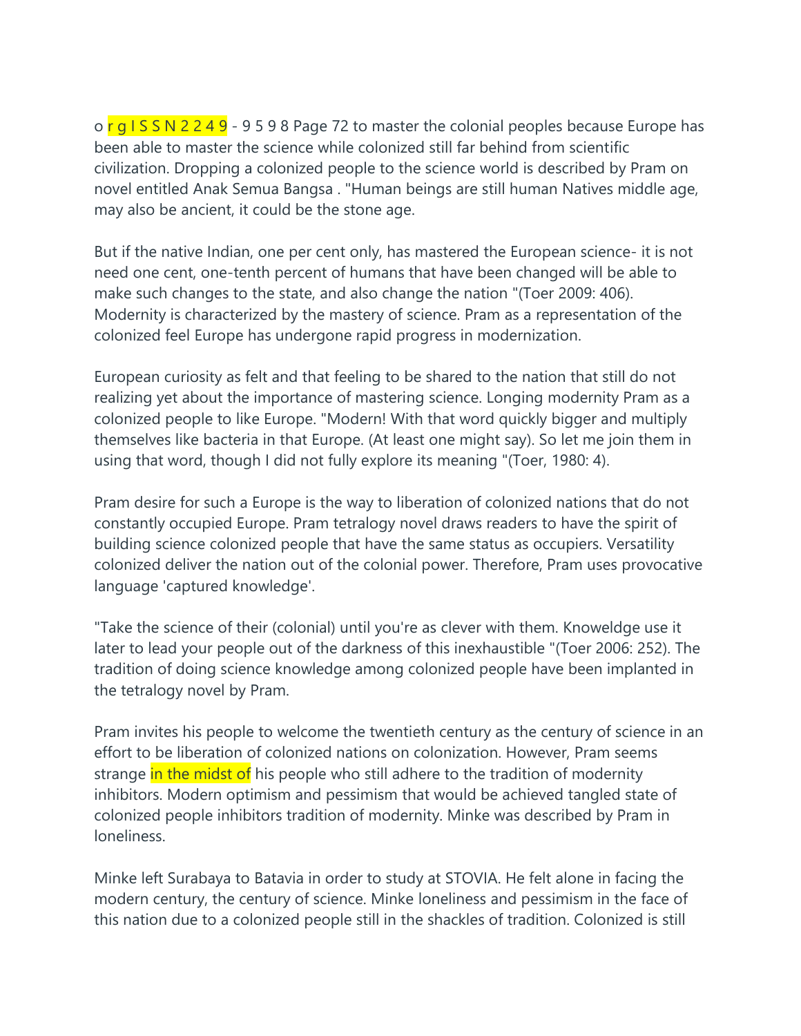o r g I S S N 2 2 4 9 - 9 5 9 8 Page 72 to master the colonial peoples because Europe has been able to master the science while colonized still far behind from scientific civilization. Dropping a colonized people to the science world is described by Pram on novel entitled Anak Semua Bangsa . "Human beings are still human Natives middle age, may also be ancient, it could be the stone age.

But if the native Indian, one per cent only, has mastered the European science- it is not need one cent, one-tenth percent of humans that have been changed will be able to make such changes to the state, and also change the nation "(Toer 2009: 406). Modernity is characterized by the mastery of science. Pram as a representation of the colonized feel Europe has undergone rapid progress in modernization.

European curiosity as felt and that feeling to be shared to the nation that still do not realizing yet about the importance of mastering science. Longing modernity Pram as a colonized people to like Europe. "Modern! With that word quickly bigger and multiply themselves like bacteria in that Europe. (At least one might say). So let me join them in using that word, though I did not fully explore its meaning "(Toer, 1980: 4).

Pram desire for such a Europe is the way to liberation of colonized nations that do not constantly occupied Europe. Pram tetralogy novel draws readers to have the spirit of building science colonized people that have the same status as occupiers. Versatility colonized deliver the nation out of the colonial power. Therefore, Pram uses provocative language 'captured knowledge'.

"Take the science of their (colonial) until you're as clever with them. Knoweldge use it later to lead your people out of the darkness of this inexhaustible "(Toer 2006: 252). The tradition of doing science knowledge among colonized people have been implanted in the tetralogy novel by Pram.

Pram invites his people to welcome the twentieth century as the century of science in an effort to be liberation of colonized nations on colonization. However, Pram seems strange in the midst of his people who still adhere to the tradition of modernity inhibitors. Modern optimism and pessimism that would be achieved tangled state of colonized people inhibitors tradition of modernity. Minke was described by Pram in loneliness.

Minke left Surabaya to Batavia in order to study at STOVIA. He felt alone in facing the modern century, the century of science. Minke loneliness and pessimism in the face of this nation due to a colonized people still in the shackles of tradition. Colonized is still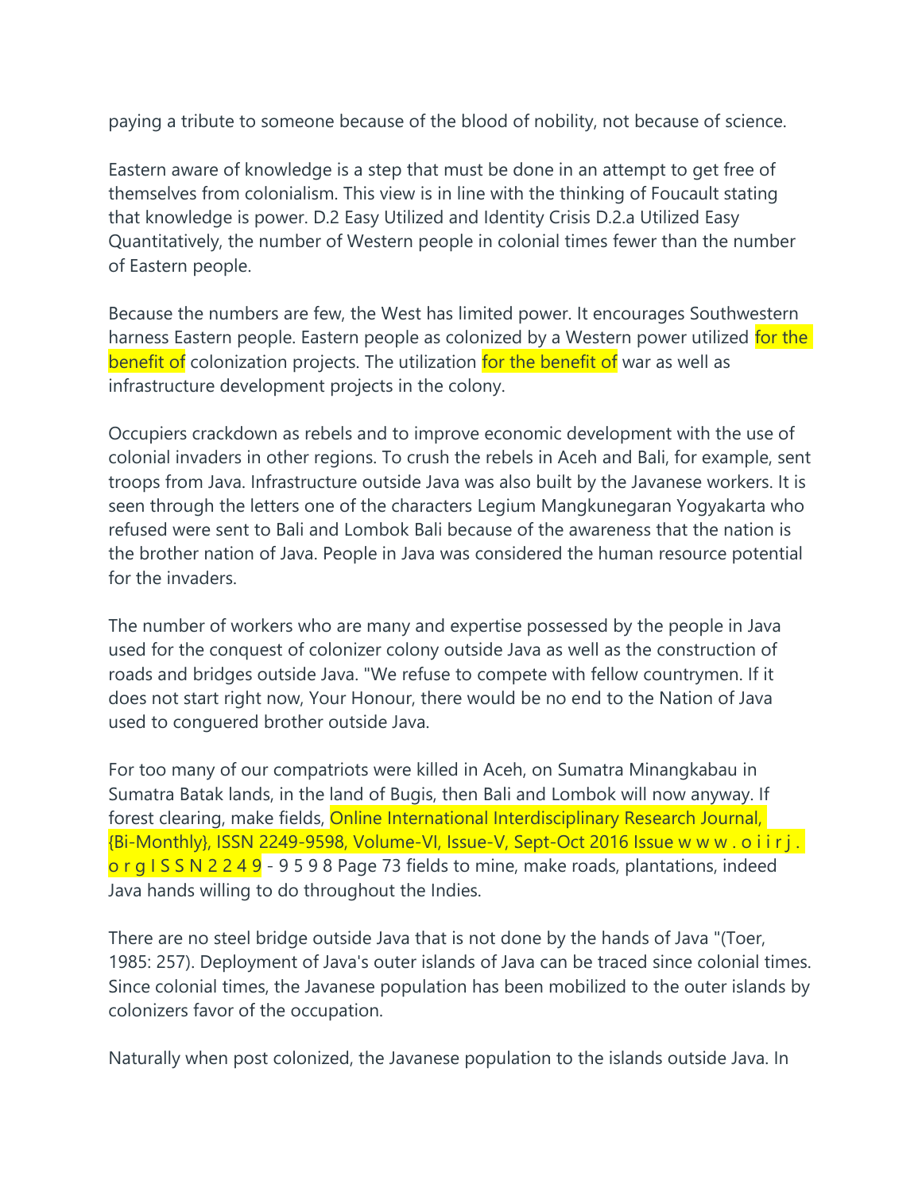paying a tribute to someone because of the blood of nobility, not because of science.

Eastern aware of knowledge is a step that must be done in an attempt to get free of themselves from colonialism. This view is in line with the thinking of Foucault stating that knowledge is power. D.2 Easy Utilized and Identity Crisis D.2.a Utilized Easy Quantitatively, the number of Western people in colonial times fewer than the number of Eastern people.

Because the numbers are few, the West has limited power. It encourages Southwestern harness Eastern people. Eastern people as colonized by a Western power utilized for the benefit of colonization projects. The utilization for the benefit of war as well as infrastructure development projects in the colony.

Occupiers crackdown as rebels and to improve economic development with the use of colonial invaders in other regions. To crush the rebels in Aceh and Bali, for example, sent troops from Java. Infrastructure outside Java was also built by the Javanese workers. It is seen through the letters one of the characters Legium Mangkunegaran Yogyakarta who refused were sent to Bali and Lombok Bali because of the awareness that the nation is the brother nation of Java. People in Java was considered the human resource potential for the invaders.

The number of workers who are many and expertise possessed by the people in Java used for the conquest of colonizer colony outside Java as well as the construction of roads and bridges outside Java. "We refuse to compete with fellow countrymen. If it does not start right now, Your Honour, there would be no end to the Nation of Java used to congured brother outside Java.

For too many of our compatriots were killed in Aceh, on Sumatra Minangkabau in Sumatra Batak lands, in the land of Bugis, then Bali and Lombok will now anyway. If forest clearing, make fields, fields to mine, make roads, plantations, indeed Java hands willing to do throughout the Indies.

There are no steel bridge outside Java that is not done by the hands of Java "(Toer, 1985: 257). Deployment of Java's outer islands of Java can be traced since colonial times. Since colonial times, the Javanese population has been mobilized to the outer islands by colonizers favor of the occupation.

Naturally when post colonized, the Javanese population to the islands outside Java. In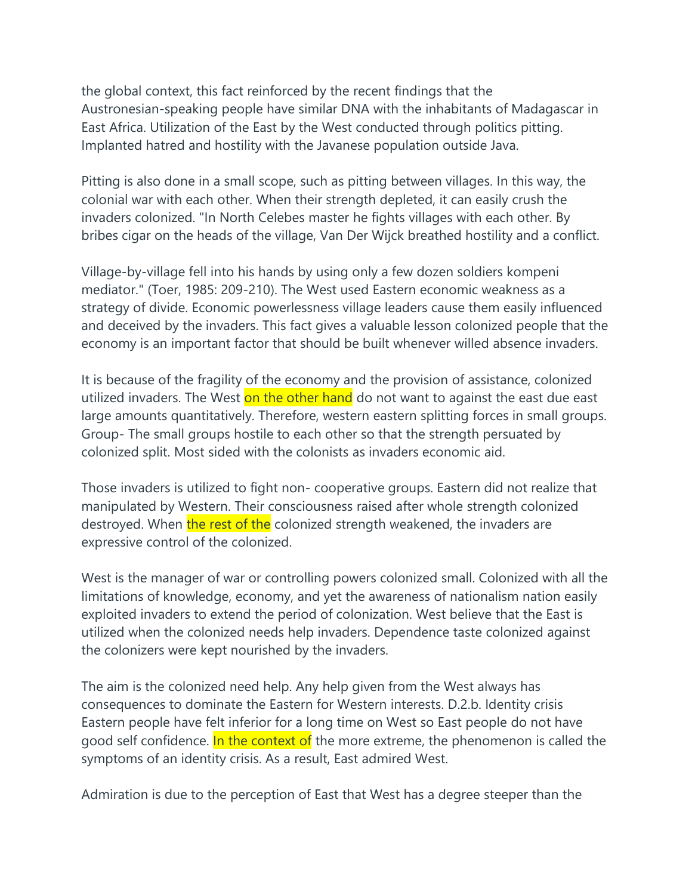the global context, this fact reinforced by the recent findings that the Austronesian-speaking people have similar DNA with the inhabitants of Madagascar in East Africa. Utilization of the East by the West conducted through politics pitting. Implanted hatred and hostility with the Javanese population outside Java.

Pitting is also done in a small scope, such as pitting between villages. In this way, the colonial war with each other. When their strength depleted, it can easily crush the invaders colonized. "In North Celebes master he fights villages with each other. By bribes cigar on the heads of the village, Van Der Wijck breathed hostility and a conflict.

Village-by-village fell into his hands by using only a few dozen soldiers kompeni mediator." (Toer, 1985: 209-210). The West used Eastern economic weakness as a strategy of divide. Economic powerlessness village leaders cause them easily influenced and deceived by the invaders. This fact gives a valuable lesson colonized people that the economy is an important factor that should be built whenever willed absence invaders.

It is because of the fragility of the economy and the provision of assistance, colonized utilized invaders. The West on the other hand do not want to against the east due east large amounts quantitatively. Therefore, western eastern splitting forces in small groups. Group- The small groups hostile to each other so that the strength persuated by colonized split. Most sided with the colonists as invaders economic aid.

Those invaders is utilized to fight non- cooperative groups. Eastern did not realize that manipulated by Western. Their consciousness raised after whole strength colonized destroyed. When the rest of the colonized strength weakened, the invaders are expressive control of the colonized.

West is the manager of war or controlling powers colonized small. Colonized with all the limitations of knowledge, economy, and yet the awareness of nationalism nation easily exploited invaders to extend the period of colonization. West believe that the East is utilized when the colonized needs help invaders. Dependence taste colonized against the colonizers were kept nourished by the invaders.

The aim is the colonized need help. Any help given from the West always has consequences to dominate the Eastern for Western interests. D.2.b. Identity crisis Eastern people have felt inferior for a long time on West so East people do not have good self confidence. In the context of the more extreme, the phenomenon is called the symptoms of an identity crisis. As a result, East admired West.

Admiration is due to the perception of East that West has a degree steeper than the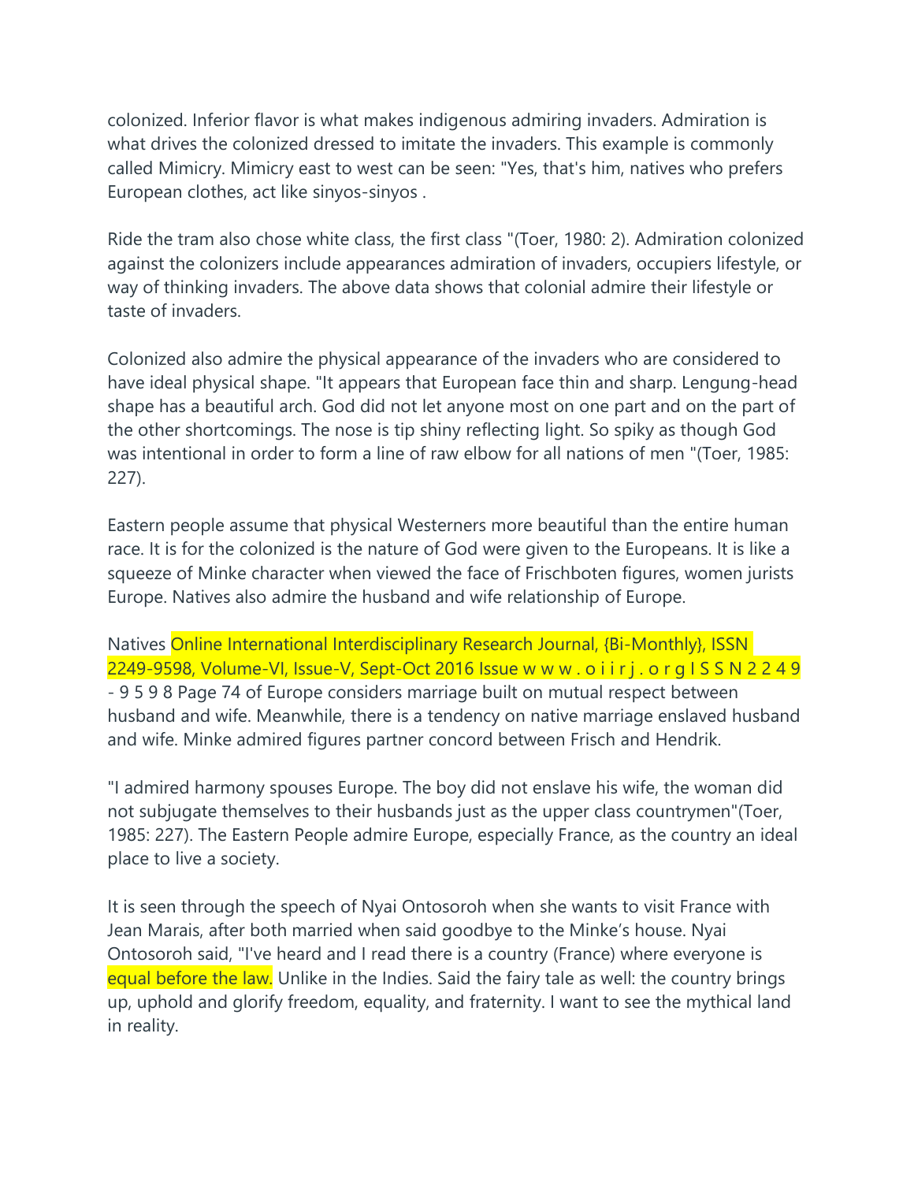colonized. Inferior flavor is what makes indigenous admiring invaders. Admiration is what drives the colonized dressed to imitate the invaders. This example is commonly called Mimicry. Mimicry east to west can be seen: "Yes, that's him, natives who prefers European clothes, act like sinyos-sinyos .

Ride the tram also chose white class, the first class "(Toer, 1980: 2). Admiration colonized against the colonizers include appearances admiration of invaders, occupiers lifestyle, or way of thinking invaders. The above data shows that colonial admire their lifestyle or taste of invaders.

Colonized also admire the physical appearance of the invaders who are considered to have ideal physical shape. "It appears that European face thin and sharp. Lengung-head shape has a beautiful arch. God did not let anyone most on one part and on the part of the other shortcomings. The nose is tip shiny reflecting light. So spiky as though God was intentional in order to form a line of raw elbow for all nations of men "(Toer, 1985: 227).

Eastern people assume that physical Westerners more beautiful than the entire human race. It is for the colonized is the nature of God were given to the Europeans. It is like a squeeze of Minke character when viewed the face of Frischboten figures, women jurists Europe. Natives also admire the husband and wife relationship of Europe.

Natives of Europe considers marriage built on mutual respect between husband and wife. Meanwhile, there is a tendency on native marriage enslaved husband and wife. Minke admired figures partner concord between Frisch and Hendrik.

"I admired harmony spouses Europe. The boy did not enslave his wife, the woman did not subjugate themselves to their husbands just as the upper class countrymen"(Toer, 1985: 227). The Eastern People admire Europe, especially France, as the country an ideal place to live a society.

It is seen through the speech of Nyai Ontosoroh when she wants to visit France with Jean Marais, after both married when said goodbye to the Minke's house. Nyai Ontosoroh said, "I've heard and I read there is a country (France) where everyone is equal before the law. Unlike in the Indies. Said the fairy tale as well: the country brings up, uphold and glorify freedom, equality, and fraternity. I want to see the mythical land in reality.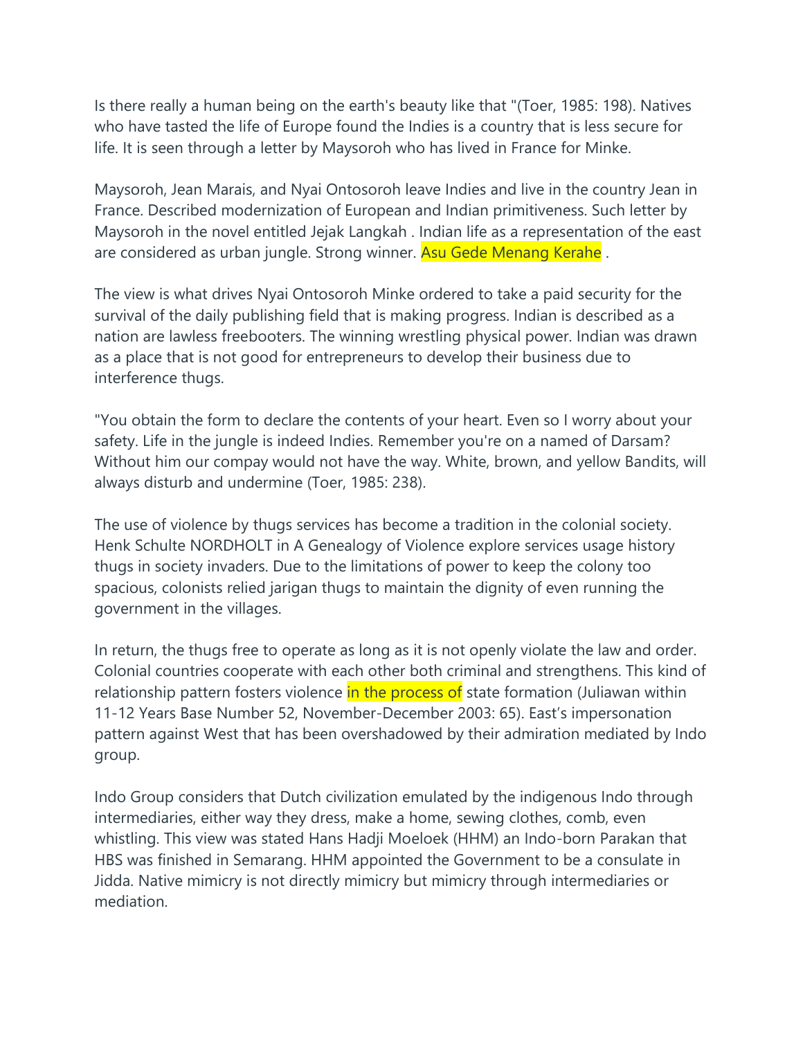Is there really a human being on the earth's beauty like that "(Toer, 1985: 198). Natives who have tasted the life of Europe found the Indies is a country that is less secure for life. It is seen through a letter by Maysoroh who has lived in France for Minke.

Maysoroh, Jean Marais, and Nyai Ontosoroh leave Indies and live in the country Jean in France. Described modernization of European and Indian primitiveness. Such letter by Maysoroh in the novel entitled Jejak Langkah . Indian life as a representation of the east are considered as urban jungle. Strong winner. Asu Gede Menang Kerahe .

The view is what drives Nyai Ontosoroh Minke ordered to take a paid security for the survival of the daily publishing field that is making progress. Indian is described as a nation are lawless freebooters. The winning wrestling physical power. Indian was drawn as a place that is not good for entrepreneurs to develop their business due to interference thugs.

"You obtain the form to declare the contents of your heart. Even so I worry about your safety. Life in the jungle is indeed Indies. Remember you're on a named of Darsam? Without him our compay would not have the way. White, brown, and yellow Bandits, will always disturb and undermine (Toer, 1985: 238).

The use of violence by thugs services has become a tradition in the colonial society. Henk Schulte NORDHOLT in A Genealogy of Violence explore services usage history thugs in society invaders. Due to the limitations of power to keep the colony too spacious, colonists relied jarigan thugs to maintain the dignity of even running the government in the villages.

In return, the thugs free to operate as long as it is not openly violate the law and order. Colonial countries cooperate with each other both criminal and strengthens. This kind of relationship pattern fosters violence in the process of state formation (Juliawan within 11-12 Years Base Number 52, November-December 2003: 65). East's impersonation pattern against West that has been overshadowed by their admiration mediated by Indo group.

Indo Group considers that Dutch civilization emulated by the indigenous Indo through intermediaries, either way they dress, make a home, sewing clothes, comb, even whistling. This view was stated Hans Hadji Moeloek (HHM) an Indo-born Parakan that HBS was finished in Semarang. HHM appointed the Government to be a consulate in Jidda. Native mimicry is not directly mimicry but mimicry through intermediaries or mediation.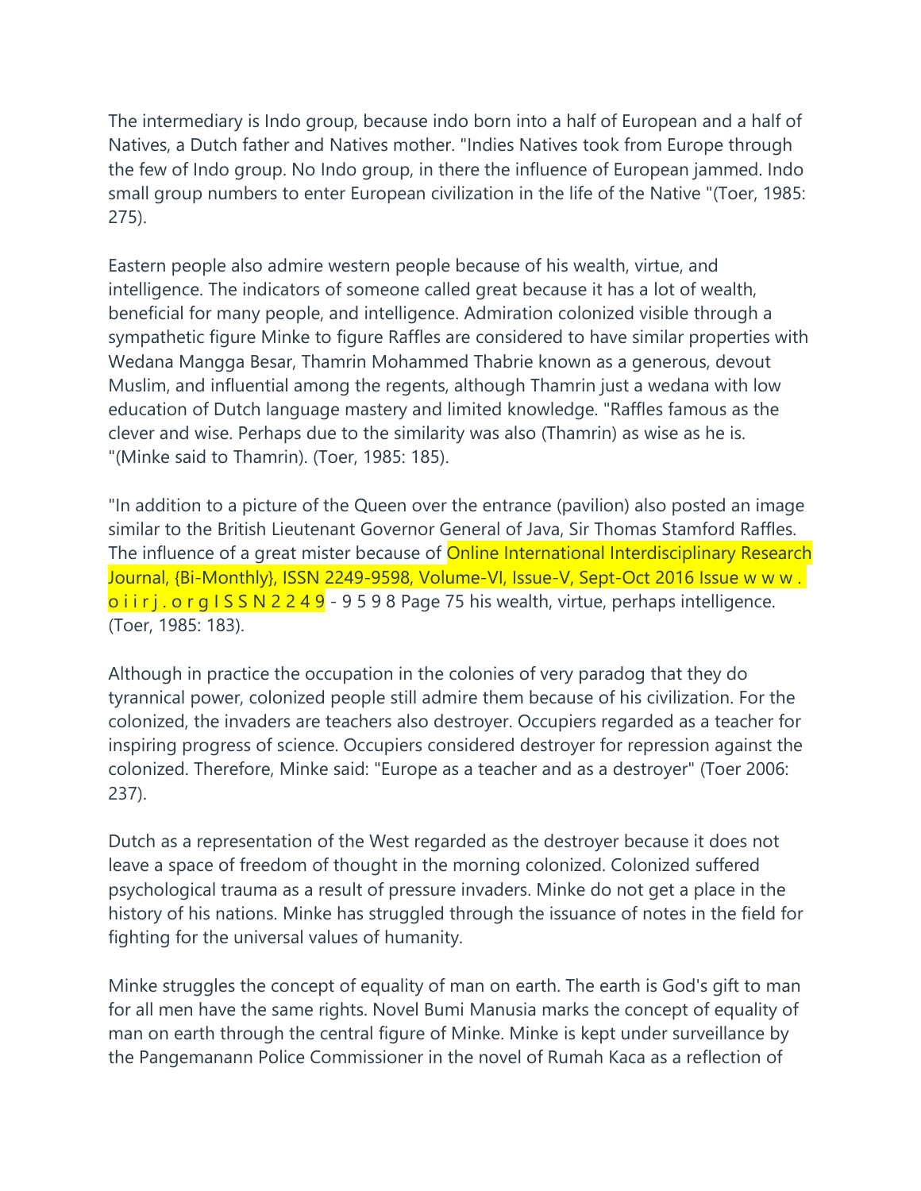The intermediary is Indo group, because indo born into a half of European and a half of Natives, a Dutch father and Natives mother. "Indies Natives took from Europe through the few of Indo group. No Indo group, in there the influence of European jammed. Indo small group numbers to enter European civilization in the life of the Native "(Toer, 1985: 275).

Eastern people also admire western people because of his wealth, virtue, and intelligence. The indicators of someone called great because it has a lot of wealth, beneficial for many people, and intelligence. Admiration colonized visible through a sympathetic figure Minke to figure Raffles are considered to have similar properties with Wedana Mangga Besar, Thamrin Mohammed Thabrie known as a generous, devout Muslim, and influential among the regents, although Thamrin just a wedana with low education of Dutch language mastery and limited knowledge. "Raffles famous as the clever and wise. Perhaps due to the similarity was also (Thamrin) as wise as he is. "(Minke said to Thamrin). (Toer, 1985: 185).

"In addition to a picture of the Queen over the entrance (pavilion) also posted an image similar to the British Lieutenant Governor General of Java, Sir Thomas Stamford Raffles. The influence of a great mister because of his wealth, virtue, perhaps intelligence. (Toer, 1985: 183).

Although in practice the occupation in the colonies of very paradog that they do tyrannical power, colonized people still admire them because of his civilization. For the colonized, the invaders are teachers also destroyer. Occupiers regarded as a teacher for inspiring progress of science. Occupiers considered destroyer for repression against the colonized. Therefore, Minke said: "Europe as a teacher and as a destroyer" (Toer 2006: 237).

Dutch as a representation of the West regarded as the destroyer because it does not leave a space of freedom of thought in the morning colonized. Colonized suffered psychological trauma as a result of pressure invaders. Minke do not get a place in the history of his nations. Minke has struggled through the issuance of notes in the field for fighting for the universal values of humanity.

Minke struggles the concept of equality of man on earth. The earth is God's gift to man for all men have the same rights. Novel Bumi Manusia marks the concept of equality of man on earth through the central figure of Minke. Minke is kept under surveillance by the Pangemanann Police Commissioner in the novel of Rumah Kaca as a reflection of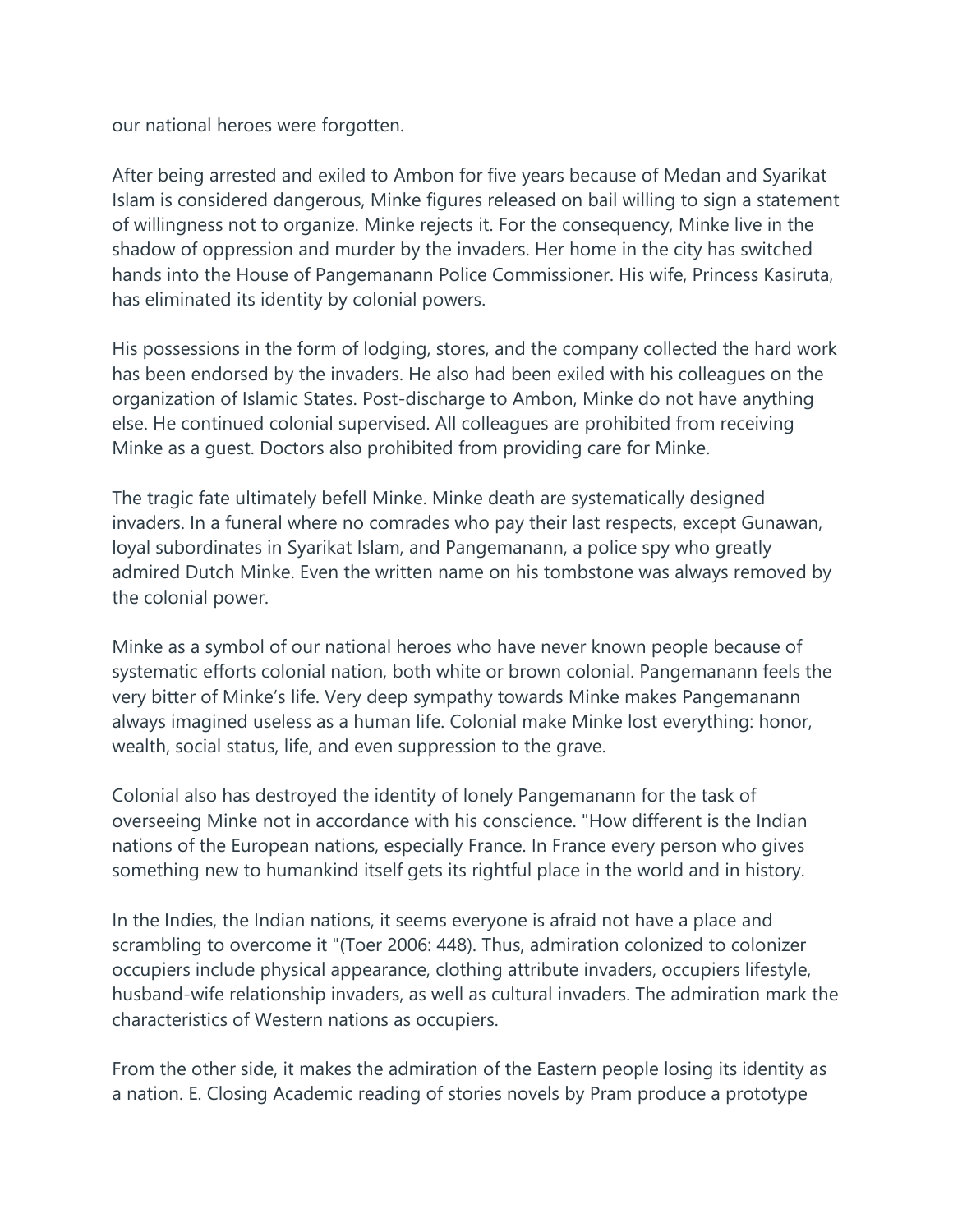our national heroes were forgotten.

After being arrested and exiled to Ambon for five years because of Medan and Syarikat Islam is considered dangerous, Minke figures released on bail willing to sign a statement of willingness not to organize. Minke rejects it. For the consequency, Minke live in the shadow of oppression and murder by the invaders. Her home in the city has switched hands into the House of Pangemanann Police Commissioner. His wife, Princess Kasiruta, has eliminated its identity by colonial powers.

His possessions in the form of lodging, stores, and the company collected the hard work has been endorsed by the invaders. He also had been exiled with his colleagues on the organization of Islamic States. Post-discharge to Ambon, Minke do not have anything else. He continued colonial supervised. All colleagues are prohibited from receiving Minke as a guest. Doctors also prohibited from providing care for Minke.

The tragic fate ultimately befell Minke. Minke death are systematically designed invaders. In a funeral where no comrades who pay their last respects, except Gunawan, loyal subordinates in Syarikat Islam, and Pangemanann, a police spy who greatly admired Dutch Minke. Even the written name on his tombstone was always removed by the colonial power.

Minke as a symbol of our national heroes who have never known people because of systematic efforts colonial nation, both white or brown colonial. Pangemanann feels the very bitter of Minke's life. Very deep sympathy towards Minke makes Pangemanann always imagined useless as a human life. Colonial make Minke lost everything: honor, wealth, social status, life, and even suppression to the grave.

Colonial also has destroyed the identity of lonely Pangemanann for the task of overseeing Minke not in accordance with his conscience. "How different is the Indian nations of the European nations, especially France. In France every person who gives something new to humankind itself gets its rightful place in the world and in history.

In the Indies, the Indian nations, it seems everyone is afraid not have a place and scrambling to overcome it "(Toer 2006: 448). Thus, admiration colonized to colonizer occupiers include physical appearance, clothing attribute invaders, occupiers lifestyle, husband-wife relationship invaders, as well as cultural invaders. The admiration mark the characteristics of Western nations as occupiers.

From the other side, it makes the admiration of the Eastern people losing its identity as a nation. E. Closing Academic reading of stories novels by Pram produce a prototype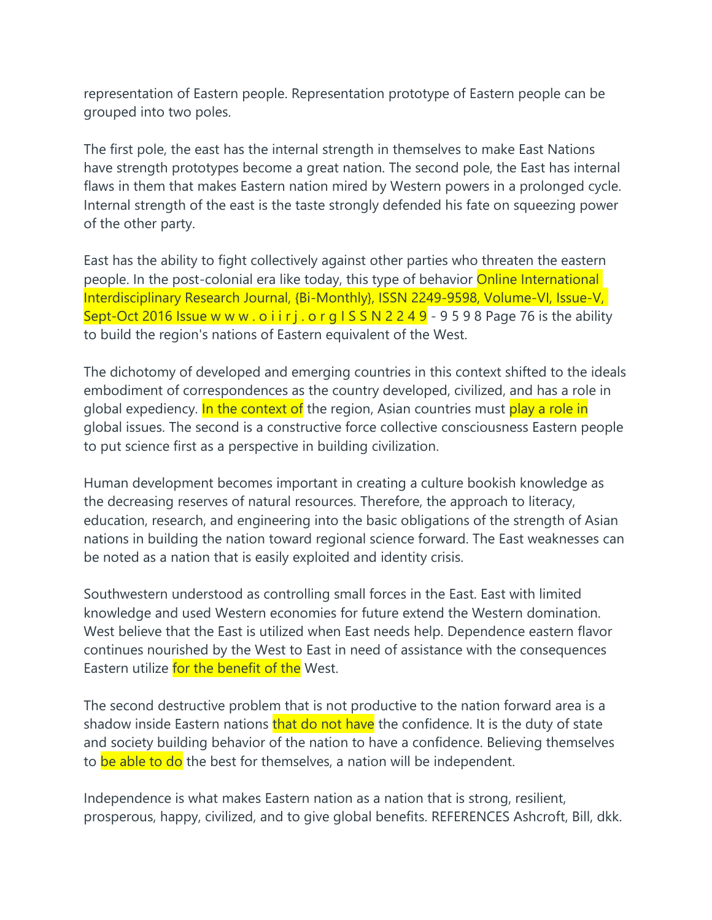representation of Eastern people. Representation prototype of Eastern people can be grouped into two poles.

The first pole, the east has the internal strength in themselves to make East Nations have strength prototypes become a great nation. The second pole, the East has internal flaws in them that makes Eastern nation mired by Western powers in a prolonged cycle. Internal strength of the east is the taste strongly defended his fate on squeezing power of the other party.

East has the ability to fight collectively against other parties who threaten the eastern people. In the post-colonial era like today, this type of behavior Online International Interdisciplinary Research Journal, {Bi-Monthly}, ISSN 2249-9598, Volume-VI, Issue-V, Sept-Oct 2016 Issue w w w . o i i r j . o r g I S S N 2 2 4 9 - 9 5 9 8 Page 76 is the ability to build the region's nations of Eastern equivalent of the West.

The dichotomy of developed and emerging countries in this context shifted to the ideals embodiment of correspondences as the country developed, civilized, and has a role in global expediency. In the context of the region, Asian countries must play a role in global issues. The second is a constructive force collective consciousness Eastern people to put science first as a perspective in building civilization.

Human development becomes important in creating a culture bookish knowledge as the decreasing reserves of natural resources. Therefore, the approach to literacy, education, research, and engineering into the basic obligations of the strength of Asian nations in building the nation toward regional science forward. The East weaknesses can be noted as a nation that is easily exploited and identity crisis.

Southwestern understood as controlling small forces in the East. East with limited knowledge and used Western economies for future extend the Western domination. West believe that the East is utilized when East needs help. Dependence eastern flavor continues nourished by the West to East in need of assistance with the consequences Eastern utilize for the benefit of the West.

The second destructive problem that is not productive to the nation forward area is a shadow inside Eastern nations that do not have the confidence. It is the duty of state and society building behavior of the nation to have a confidence. Believing themselves to be able to do the best for themselves, a nation will be independent.

Independence is what makes Eastern nation as a nation that is strong, resilient, prosperous, happy, civilized, and to give global benefits. REFERENCES Ashcroft, Bill, dkk.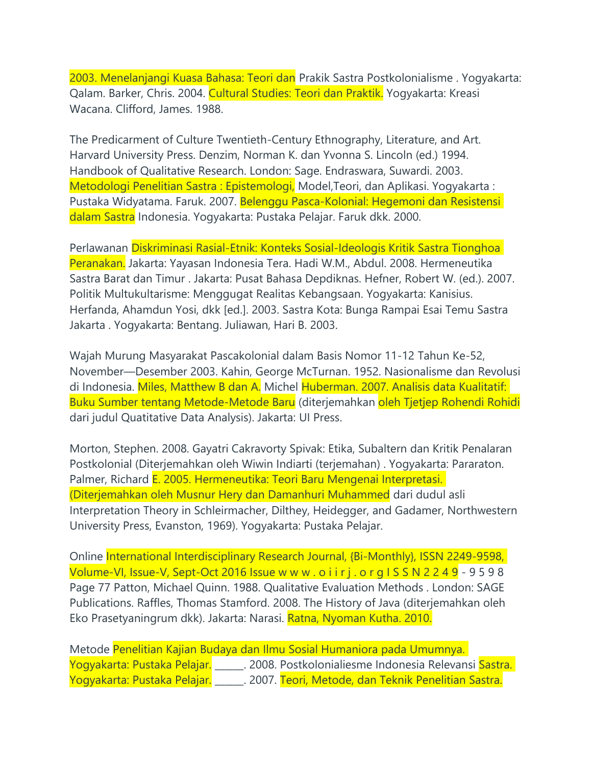2003. Menelanjangi Kuasa Bahasa: Teori dan Prakik Sastra Postkolonialisme . Yogyakarta: Qalam. Barker, Chris. 2004. Cultural Studies: Teori dan Praktik. Yogyakarta: Kreasi Wacana. Clifford, James. 1988.

The Predicarment of Culture Twentieth-Century Ethnography, Literature, and Art. Harvard University Press. Denzim, Norman K. dan Yvonna S. Lincoln (ed.) 1994. Handbook of Qualitative Research. London: Sage. Endraswara, Suwardi. 2003. Metodologi Penelitian Sastra : Epistemologi, Model,Teori, dan Aplikasi. Yogyakarta : Pustaka Widyatama. Faruk. 2007. Belenggu Pasca-Kolonial: Hegemoni dan Resistensi dalam Sastra Indonesia. Yogyakarta: Pustaka Pelajar. Faruk dkk. 2000.

Perlawanan Diskriminasi Rasial-Etnik: Konteks Sosial-Ideologis Kritik Sastra Tionghoa Peranakan. Jakarta: Yayasan Indonesia Tera. Hadi W.M., Abdul. 2008. Hermeneutika Sastra Barat dan Timur . Jakarta: Pusat Bahasa Depdiknas. Hefner, Robert W. (ed.). 2007. Politik Multukultarisme: Menggugat Realitas Kebangsaan. Yogyakarta: Kanisius. Herfanda, Ahamdun Yosi, dkk [ed.]. 2003. Sastra Kota: Bunga Rampai Esai Temu Sastra Jakarta . Yogyakarta: Bentang. Juliawan, Hari B. 2003.

Wajah Murung Masyarakat Pascakolonial dalam Basis Nomor 11-12 Tahun Ke-52, November—Desember 2003. Kahin, George McTurnan. 1952. Nasionalisme dan Revolusi di Indonesia. Miles, Matthew B dan A. Michel Huberman. 2007. Analisis data Kualitatif: Buku Sumber tentang Metode-Metode Baru (diterjemahkan oleh Tjetjep Rohendi Rohidi dari judul Quatitative Data Analysis). Jakarta: UI Press.

Morton, Stephen. 2008. Gayatri Cakravorty Spivak: Etika, Subaltern dan Kritik Penalaran Postkolonial (Diterjemahkan oleh Wiwin Indiarti (terjemahan) . Yogyakarta: Pararaton. Palmer, Richard E. 2005. Hermeneutika: Teori Baru Mengenai Interpretasi. (Diterjemahkan oleh Musnur Hery dan Damanhuri Muhammed dari dudul asli Interpretation Theory in Schleirmacher, Dilthey, Heidegger, and Gadamer, Northwestern University Press, Evanston, 1969). Yogyakarta: Pustaka Pelajar.

Online International Interdisciplinary Research Journal, {Bi-Monthly}, ISSN 2249-9598, Volume-VI, Issue-V, Sept-Oct 2016 Issue w w w . o i i r j . o r g I S S N 2 2 4 9 - 9 5 9 8 Page 77 Patton, Michael Quinn. 1988. Qualitative Evaluation Methods . London: SAGE Publications. Raffles, Thomas Stamford. 2008. The History of Java (diterjemahkan oleh Eko Prasetyaningrum dkk). Jakarta: Narasi. Ratna, Nyoman Kutha. 2010.

Metode Penelitian Kajian Budaya dan Ilmu Sosial Humaniora pada Umumnya. Yogyakarta: Pustaka Pelajar. ______. 2008. Postkolonialiesme Indonesia Relevansi Sastra. Yogyakarta: Pustaka Pelajar. ______. 2007. Teori, Metode, dan Teknik Penelitian Sastra.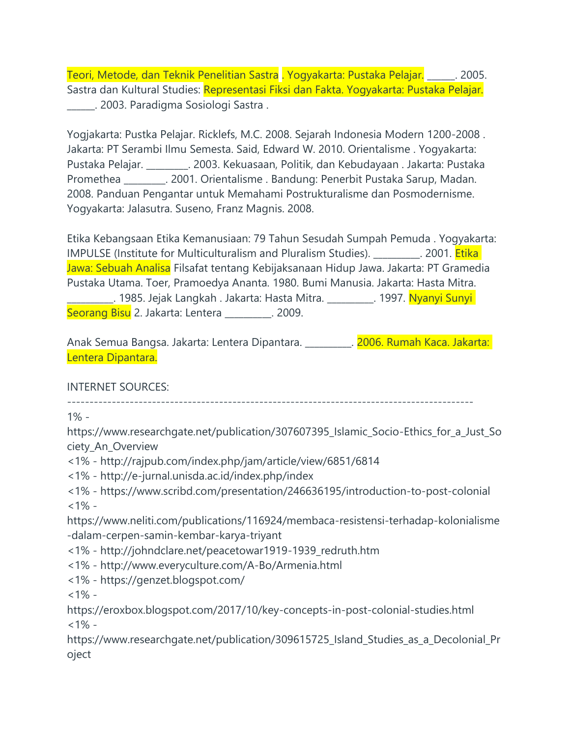Teori, Metode, dan Teknik Penelitian Sastra . Yogyakarta: Pustaka Pelajar. ______. 2005. Sastra dan Kultural Studies: Representasi Fiksi dan Fakta. Yogyakarta: Pustaka Pelajar. ______. 2003. Paradigma Sosiologi Sastra .

Yogjakarta: Pustka Pelajar. Ricklefs, M.C. 2008. Sejarah Indonesia Modern 1200-2008 . Jakarta: PT Serambi Ilmu Semesta. Said, Edward W. 2010. Orientalisme . Yogyakarta: Pustaka Pelajar. _________. 2003. Kekuasaan, Politik, dan Kebudayaan . Jakarta: Pustaka Promethea _________. 2001. Orientalisme . Bandung: Penerbit Pustaka Sarup, Madan. 2008. Panduan Pengantar untuk Memahami Postrukturalisme dan Posmodernisme. Yogyakarta: Jalasutra. Suseno, Franz Magnis. 2008.

Etika Kebangsaan Etika Kemanusiaan: 79 Tahun Sesudah Sumpah Pemuda . Yogyakarta: IMPULSE (Institute for Multiculturalism and Pluralism Studies). __________. 2001. Etika Jawa: Sebuah Analisa Filsafat tentang Kebijaksanaan Hidup Jawa. Jakarta: PT Gramedia Pustaka Utama. Toer, Pramoedya Ananta. 1980. Bumi Manusia. Jakarta: Hasta Mitra. __________. 1985. Jejak Langkah . Jakarta: Hasta Mitra. __________. 1997. Nyanyi Sunyi Seorang Bisu 2. Jakarta: Lentera __________. 2009.

Anak Semua Bangsa. Jakarta: Lentera Dipantara. __________. 2006. Rumah Kaca. Jakarta: Lentera Dipantara.

INTERNET SOURCES:
-------------------------------------------------------------------------------------------

1% - https://www.researchgate.net/publication/307607395_Islamic_Socio-Ethics_for_a_Just_Society_An_Overview
<1% - http://rajpub.com/index.php/jam/article/view/6851/6814
<1% - http://e-jurnal.unisda.ac.id/index.php/index
<1% - https://www.scribd.com/presentation/246636195/introduction-to-post-colonial
<1% - https://www.neliti.com/publications/116924/membaca-resistensi-terhadap-kolonialisme-dalam-cerpen-samin-kembar-karya-triyant
<1% - http://johndclare.net/peacetowar1919-1939_redruth.htm
<1% - http://www.everyculture.com/A-Bo/Armenia.html
<1% - https://genzet.blogspot.com/
<1% - https://eroxbox.blogspot.com/2017/10/key-concepts-in-post-colonial-studies.html
<1% - https://www.researchgate.net/publication/309615725_Island_Studies_as_a_Decolonial_Project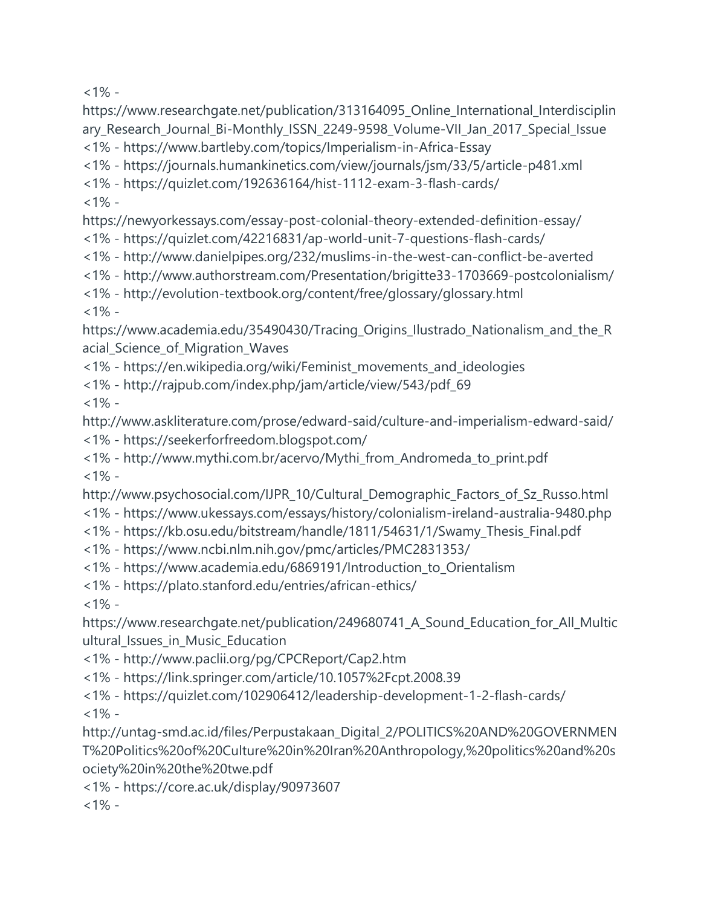<1% - https://www.researchgate.net/publication/313164095_Online_International_Interdisciplinary_Research_Journal_Bi-Monthly_ISSN_2249-9598_Volume-VII_Jan_2017_Special_Issue
<1% - https://www.bartleby.com/topics/Imperialism-in-Africa-Essay
<1% - https://journals.humankinetics.com/view/journals/jsm/33/5/article-p481.xml
<1% - https://quizlet.com/192636164/hist-1112-exam-3-flash-cards/
<1% - https://newyorkessays.com/essay-post-colonial-theory-extended-definition-essay/
<1% - https://quizlet.com/42216831/ap-world-unit-7-questions-flash-cards/
<1% - http://www.danielpipes.org/232/muslims-in-the-west-can-conflict-be-averted
<1% - http://www.authorstream.com/Presentation/brigitte33-1703669-postcolonialism/
<1% - http://evolution-textbook.org/content/free/glossary/glossary.html
<1% - https://www.academia.edu/35490430/Tracing_Origins_Ilustrado_Nationalism_and_the_Racial_Science_of_Migration_Waves
<1% - https://en.wikipedia.org/wiki/Feminist_movements_and_ideologies
<1% - http://rajpub.com/index.php/jam/article/view/543/pdf_69
<1% - http://www.askliterature.com/prose/edward-said/culture-and-imperialism-edward-said/
<1% - https://seekerforfreedom.blogspot.com/
<1% - http://www.mythi.com.br/acervo/Mythi_from_Andromeda_to_print.pdf
<1% - http://www.psychosocial.com/IJPR_10/Cultural_Demographic_Factors_of_Sz_Russo.html
<1% - https://www.ukessays.com/essays/history/colonialism-ireland-australia-9480.php
<1% - https://kb.osu.edu/bitstream/handle/1811/54631/1/Swamy_Thesis_Final.pdf
<1% - https://www.ncbi.nlm.nih.gov/pmc/articles/PMC2831353/
<1% - https://www.academia.edu/6869191/Introduction_to_Orientalism
<1% - https://plato.stanford.edu/entries/african-ethics/
<1% - https://www.researchgate.net/publication/249680741_A_Sound_Education_for_All_Multicultural_Issues_in_Music_Education
<1% - http://www.paclii.org/pg/CPCReport/Cap2.htm
<1% - https://link.springer.com/article/10.1057%2Fcpt.2008.39
<1% - https://quizlet.com/102906412/leadership-development-1-2-flash-cards/
<1% - http://untag-smd.ac.id/files/Perpustakaan_Digital_2/POLITICS%20AND%20GOVERNMENT%20Politics%20of%20Culture%20in%20Iran%20Anthropology,%20politics%20and%20society%20in%20the%20twe.pdf
<1% - https://core.ac.uk/display/90973607
<1% -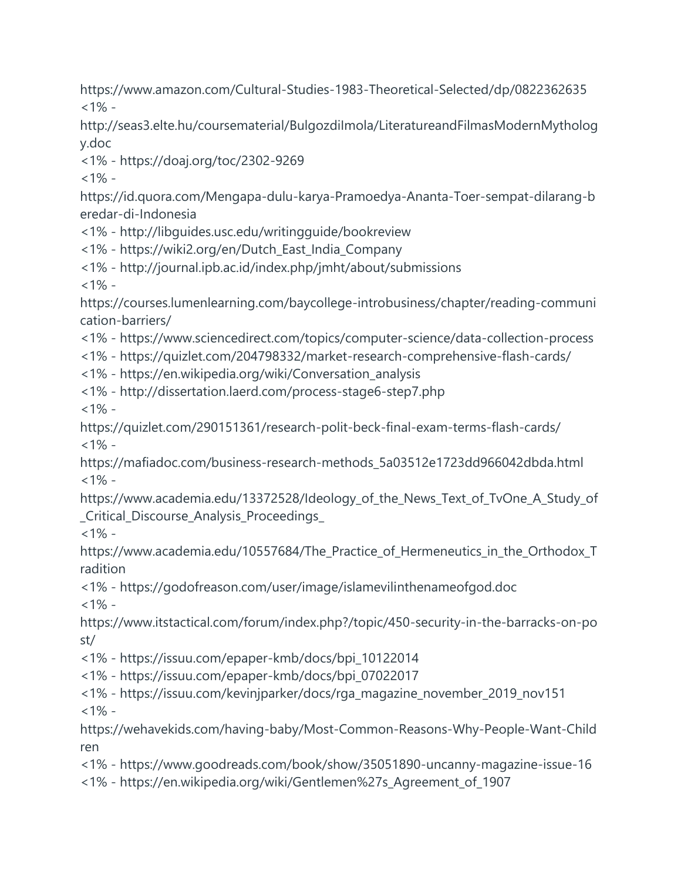https://www.amazon.com/Cultural-Studies-1983-Theoretical-Selected/dp/0822362635
<1% - http://seas3.elte.hu/coursematerial/BulgozdiImola/LiteratureandFilmasModernMythology.doc
<1% - https://doaj.org/toc/2302-9269
<1% - https://id.quora.com/Mengapa-dulu-karya-Pramoedya-Ananta-Toer-sempat-dilarang-beredar-di-Indonesia
<1% - http://libguides.usc.edu/writingguide/bookreview
<1% - https://wiki2.org/en/Dutch_East_India_Company
<1% - http://journal.ipb.ac.id/index.php/jmht/about/submissions
<1% - https://courses.lumenlearning.com/baycollege-introbusiness/chapter/reading-communication-barriers/
<1% - https://www.sciencedirect.com/topics/computer-science/data-collection-process
<1% - https://quizlet.com/204798332/market-research-comprehensive-flash-cards/
<1% - https://en.wikipedia.org/wiki/Conversation_analysis
<1% - http://dissertation.laerd.com/process-stage6-step7.php
<1% - https://quizlet.com/290151361/research-polit-beck-final-exam-terms-flash-cards/
<1% - https://mafiadoc.com/business-research-methods_5a03512e1723dd966042dbda.html
<1% - https://www.academia.edu/13372528/Ideology_of_the_News_Text_of_TvOne_A_Study_of_Critical_Discourse_Analysis_Proceedings_
<1% - https://www.academia.edu/10557684/The_Practice_of_Hermeneutics_in_the_Orthodox_Tradition
<1% - https://godofreason.com/user/image/islamevilinthenameofgod.doc
<1% - https://www.itstactical.com/forum/index.php?/topic/450-security-in-the-barracks-on-post/
<1% - https://issuu.com/epaper-kmb/docs/bpi_10122014
<1% - https://issuu.com/epaper-kmb/docs/bpi_07022017
<1% - https://issuu.com/kevinjparker/docs/rga_magazine_november_2019_nov151
<1% - https://wehavekids.com/having-baby/Most-Common-Reasons-Why-People-Want-Children
<1% - https://www.goodreads.com/book/show/35051890-uncanny-magazine-issue-16
<1% - https://en.wikipedia.org/wiki/Gentlemen%27s_Agreement_of_1907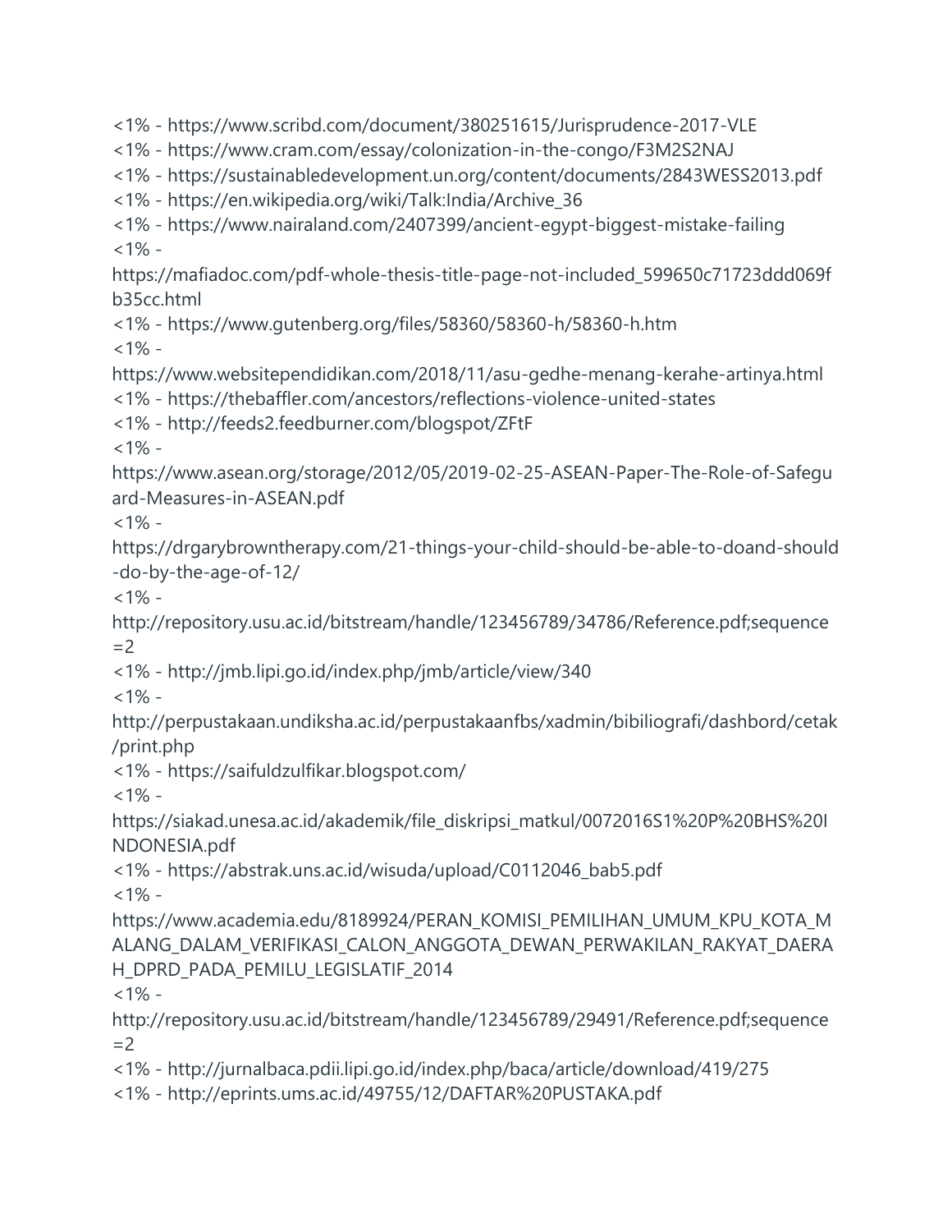<1% - https://www.scribd.com/document/380251615/Jurisprudence-2017-VLE
<1% - https://www.cram.com/essay/colonization-in-the-congo/F3M2S2NAJ
<1% - https://sustainabledevelopment.un.org/content/documents/2843WESS2013.pdf
<1% - https://en.wikipedia.org/wiki/Talk:India/Archive_36
<1% - https://www.nairaland.com/2407399/ancient-egypt-biggest-mistake-failing
<1% - https://mafiadoc.com/pdf-whole-thesis-title-page-not-included_599650c71723ddd069fb35cc.html
<1% - https://www.gutenberg.org/files/58360/58360-h/58360-h.htm
<1% - https://www.websitependidikan.com/2018/11/asu-gedhe-menang-kerahe-artinya.html
<1% - https://thebaffler.com/ancestors/reflections-violence-united-states
<1% - http://feeds2.feedburner.com/blogspot/ZFtF
<1% - https://www.asean.org/storage/2012/05/2019-02-25-ASEAN-Paper-The-Role-of-Safeguard-Measures-in-ASEAN.pdf
<1% - https://drgarybrowntherapy.com/21-things-your-child-should-be-able-to-doand-should-do-by-the-age-of-12/
<1% - http://repository.usu.ac.id/bitstream/handle/123456789/34786/Reference.pdf;sequence=2
<1% - http://jmb.lipi.go.id/index.php/jmb/article/view/340
<1% - http://perpustakaan.undiksha.ac.id/perpustakaanfbs/xadmin/bibiliografi/dashbord/cetak/print.php
<1% - https://saifuldzulfikar.blogspot.com/
<1% - https://siakad.unesa.ac.id/akademik/file_diskripsi_matkul/0072016S1%20P%20BHS%20INDONESIA.pdf
<1% - https://abstrak.uns.ac.id/wisuda/upload/C0112046_bab5.pdf
<1% - https://www.academia.edu/8189924/PERAN_KOMISI_PEMILIHAN_UMUM_KPU_KOTA_MALANG_DALAM_VERIFIKASI_CALON_ANGGOTA_DEWAN_PERWAKILAN_RAKYAT_DAERAH_DPRD_PADA_PEMILU_LEGISLATIF_2014
<1% - http://repository.usu.ac.id/bitstream/handle/123456789/29491/Reference.pdf;sequence=2
<1% - http://jurnalbaca.pdii.lipi.go.id/index.php/baca/article/download/419/275
<1% - http://eprints.ums.ac.id/49755/12/DAFTAR%20PUSTAKA.pdf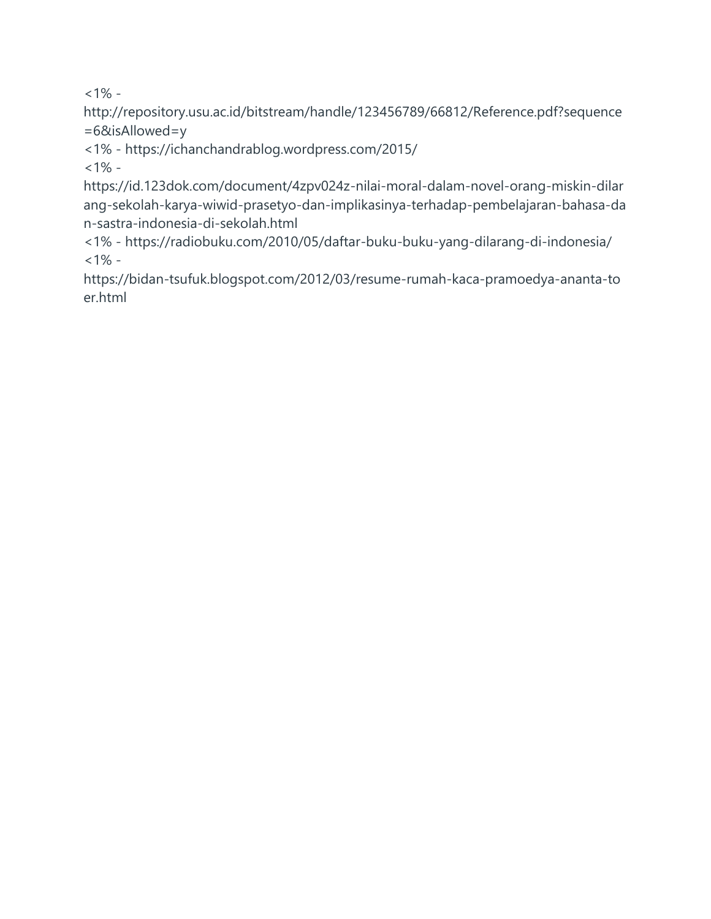<1% - http://repository.usu.ac.id/bitstream/handle/123456789/66812/Reference.pdf?sequence=6&isAllowed=y
<1% - https://ichanchandrablog.wordpress.com/2015/
<1% - https://id.123dok.com/document/4zpv024z-nilai-moral-dalam-novel-orang-miskin-dilarang-sekolah-karya-wiwid-prasetyo-dan-implikasinya-terhadap-pembelajaran-bahasa-dan-sastra-indonesia-di-sekolah.html
<1% - https://radiobuku.com/2010/05/daftar-buku-buku-yang-dilarang-di-indonesia/
<1% - https://bidan-tsufuk.blogspot.com/2012/03/resume-rumah-kaca-pramoedya-ananta-toer.html